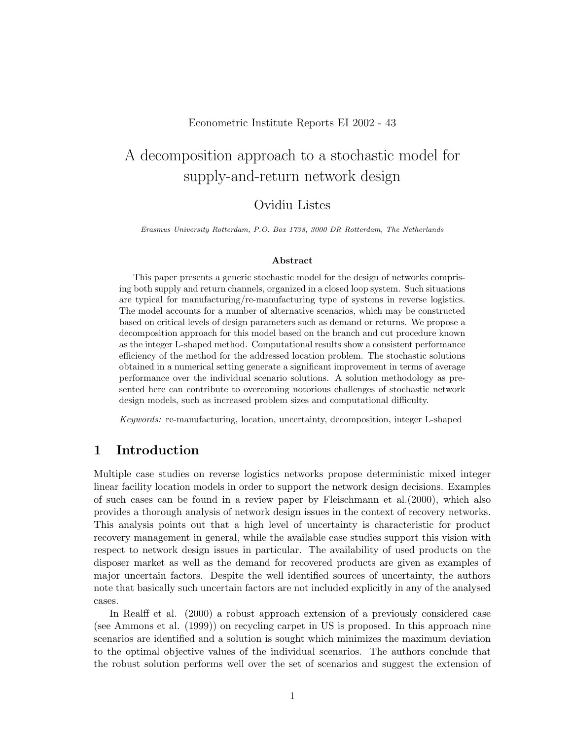Econometric Institute Reports EI 2002 - 43

# A decomposition approach to a stochastic model for supply-and-return network design

Ovidiu Listes

*Erasmus University Rotterdam, P.O. Box 1738, 3000 DR Rotterdam, The Netherlands*

### Abstract

This paper presents a generic stochastic model for the design of networks comprising both supply and return channels, organized in a closed loop system. Such situations are typical for manufacturing/re-manufacturing type of systems in reverse logistics. The model accounts for a number of alternative scenarios, which may be constructed based on critical levels of design parameters such as demand or returns. We propose a decomposition approach for this model based on the branch and cut procedure known as the integer L-shaped method. Computational results show a consistent performance efficiency of the method for the addressed location problem. The stochastic solutions obtained in a numerical setting generate a significant improvement in terms of average performance over the individual scenario solutions. A solution methodology as presented here can contribute to overcoming notorious challenges of stochastic network design models, such as increased problem sizes and computational difficulty.

*Keywords:* re-manufacturing, location, uncertainty, decomposition, integer L-shaped

## 1 Introduction

Multiple case studies on reverse logistics networks propose deterministic mixed integer linear facility location models in order to support the network design decisions. Examples of such cases can be found in a review paper by Fleischmann et al.(2000), which also provides a thorough analysis of network design issues in the context of recovery networks. This analysis points out that a high level of uncertainty is characteristic for product recovery management in general, while the available case studies support this vision with respect to network design issues in particular. The availability of used products on the disposer market as well as the demand for recovered products are given as examples of major uncertain factors. Despite the well identified sources of uncertainty, the authors note that basically such uncertain factors are not included explicitly in any of the analysed cases.

In Realff et al. (2000) a robust approach extension of a previously considered case (see Ammons et al. (1999)) on recycling carpet in US is proposed. In this approach nine scenarios are identified and a solution is sought which minimizes the maximum deviation to the optimal objective values of the individual scenarios. The authors conclude that the robust solution performs well over the set of scenarios and suggest the extension of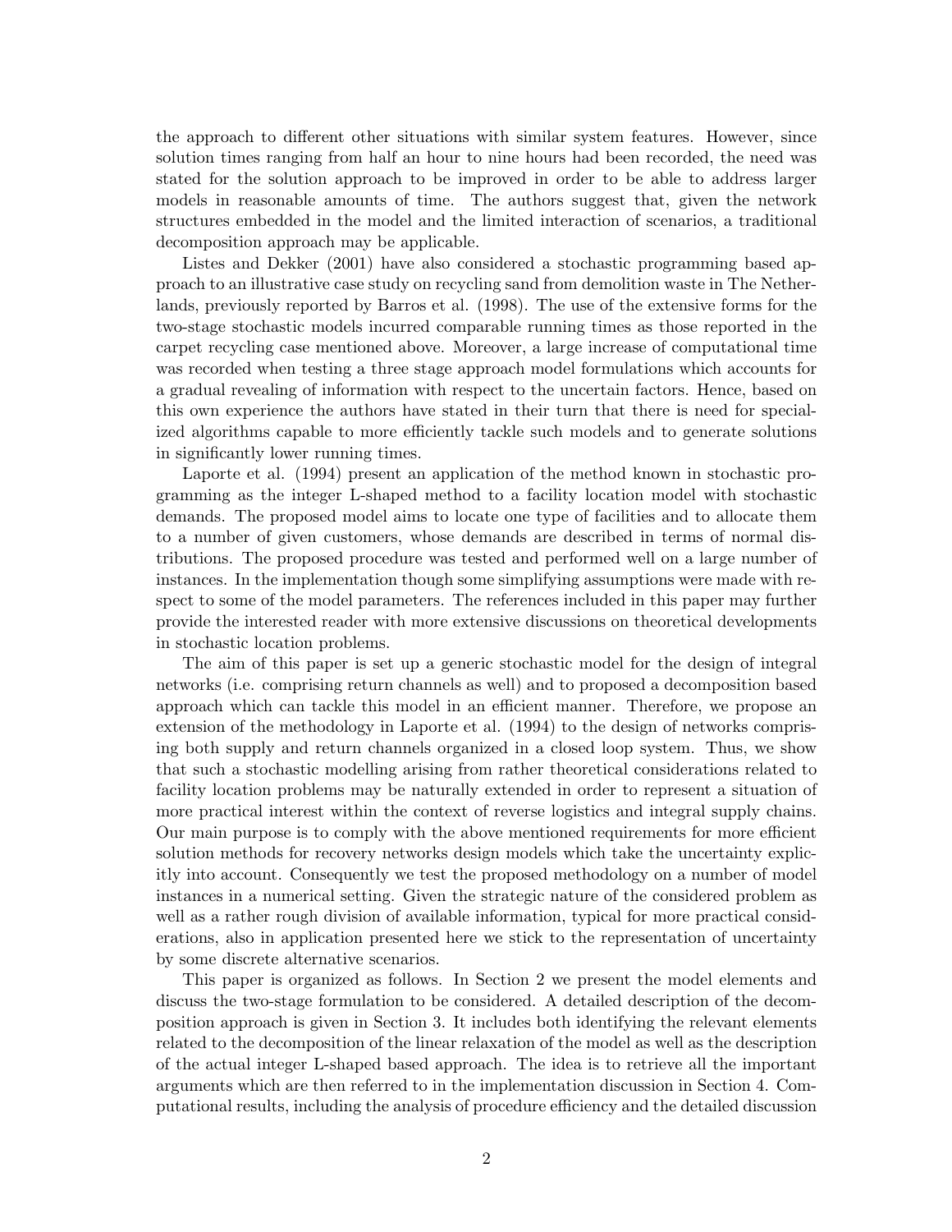the approach to different other situations with similar system features. However, since solution times ranging from half an hour to nine hours had been recorded, the need was stated for the solution approach to be improved in order to be able to address larger models in reasonable amounts of time. The authors suggest that, given the network structures embedded in the model and the limited interaction of scenarios, a traditional decomposition approach may be applicable.

Listes and Dekker (2001) have also considered a stochastic programming based approach to an illustrative case study on recycling sand from demolition waste in The Netherlands, previously reported by Barros et al. (1998). The use of the extensive forms for the two-stage stochastic models incurred comparable running times as those reported in the carpet recycling case mentioned above. Moreover, a large increase of computational time was recorded when testing a three stage approach model formulations which accounts for a gradual revealing of information with respect to the uncertain factors. Hence, based on this own experience the authors have stated in their turn that there is need for specialized algorithms capable to more efficiently tackle such models and to generate solutions in significantly lower running times.

Laporte et al. (1994) present an application of the method known in stochastic programming as the integer L-shaped method to a facility location model with stochastic demands. The proposed model aims to locate one type of facilities and to allocate them to a number of given customers, whose demands are described in terms of normal distributions. The proposed procedure was tested and performed well on a large number of instances. In the implementation though some simplifying assumptions were made with respect to some of the model parameters. The references included in this paper may further provide the interested reader with more extensive discussions on theoretical developments in stochastic location problems.

The aim of this paper is set up a generic stochastic model for the design of integral networks (i.e. comprising return channels as well) and to proposed a decomposition based approach which can tackle this model in an efficient manner. Therefore, we propose an extension of the methodology in Laporte et al. (1994) to the design of networks comprising both supply and return channels organized in a closed loop system. Thus, we show that such a stochastic modelling arising from rather theoretical considerations related to facility location problems may be naturally extended in order to represent a situation of more practical interest within the context of reverse logistics and integral supply chains. Our main purpose is to comply with the above mentioned requirements for more efficient solution methods for recovery networks design models which take the uncertainty explicitly into account. Consequently we test the proposed methodology on a number of model instances in a numerical setting. Given the strategic nature of the considered problem as well as a rather rough division of available information, typical for more practical considerations, also in application presented here we stick to the representation of uncertainty by some discrete alternative scenarios.

This paper is organized as follows. In Section 2 we present the model elements and discuss the two-stage formulation to be considered. A detailed description of the decomposition approach is given in Section 3. It includes both identifying the relevant elements related to the decomposition of the linear relaxation of the model as well as the description of the actual integer L-shaped based approach. The idea is to retrieve all the important arguments which are then referred to in the implementation discussion in Section 4. Computational results, including the analysis of procedure efficiency and the detailed discussion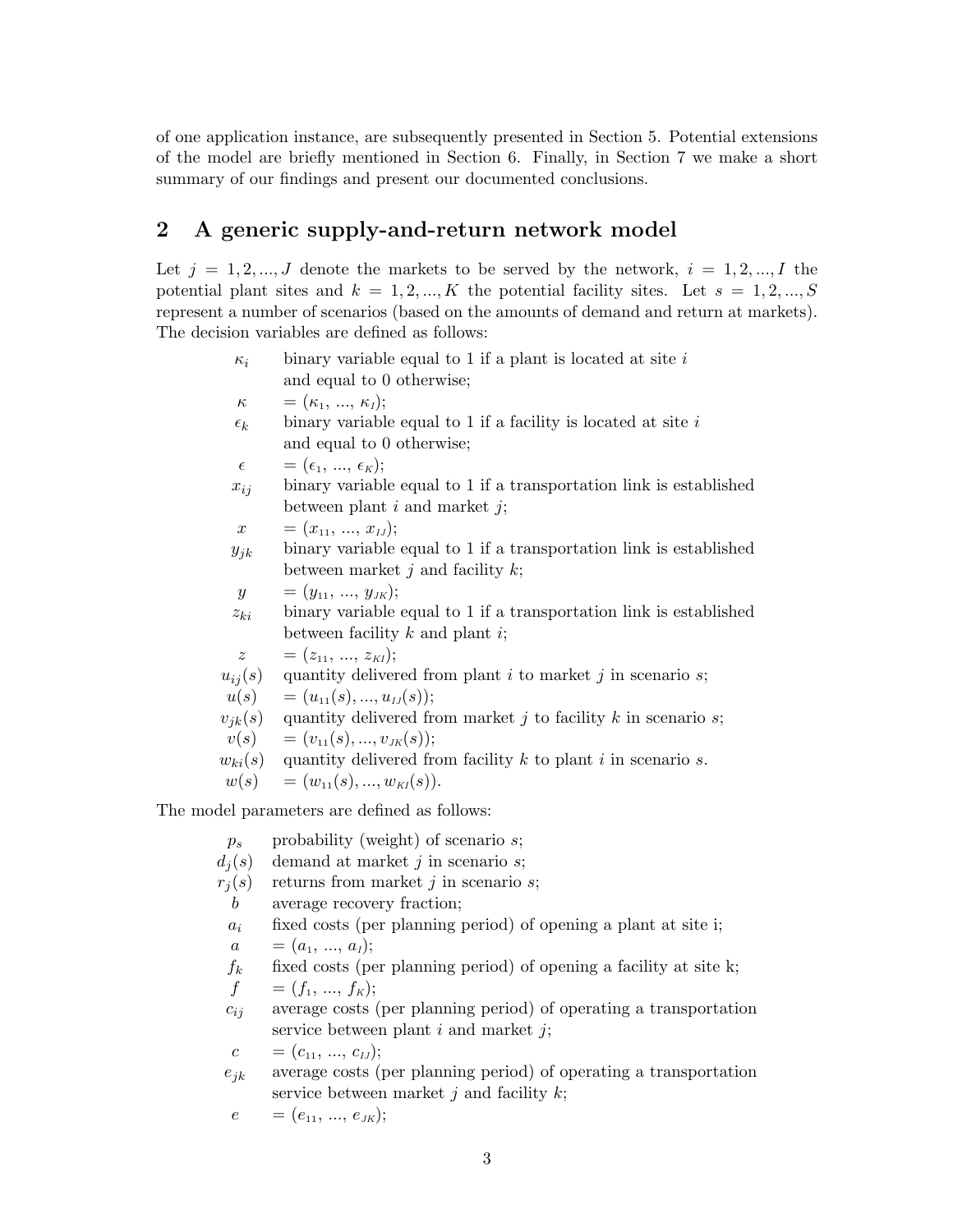of one application instance, are subsequently presented in Section 5. Potential extensions of the model are briefly mentioned in Section 6. Finally, in Section 7 we make a short summary of our findings and present our documented conclusions.

## 2 A generic supply-and-return network model

Let $j = 1, 2, ..., J$ denote the markets to be served by the network, $i = 1, 2, ..., I$ the potential plant sites and $k = 1, 2, ..., K$ the potential facility sites. Let $s = 1, 2, ..., S$ represent a number of scenarios (based on the amounts of demand and return at markets). The decision variables are defined as follows:

| | |
|---|---|
| $\kappa_i$ | binary variable equal to 1 if a plant is located at site $i$ and equal to 0 otherwise; |
| $\kappa$ | $= (\kappa_1, ..., \kappa_I)$; |
| $\epsilon_k$ | binary variable equal to 1 if a facility is located at site $i$ and equal to 0 otherwise; |
| $\epsilon$ | $= (\epsilon_1, ..., \epsilon_K)$; |
| $x_{ij}$ | binary variable equal to 1 if a transportation link is established between plant $i$ and market $j$; |
| $x$ | $= (x_{11}, ..., x_{IJ})$; |
| $y_{jk}$ | binary variable equal to 1 if a transportation link is established between market $j$ and facility $k$; |
| $y$ | $= (y_{11}, ..., y_{JK})$; |
| $z_{ki}$ | binary variable equal to 1 if a transportation link is established between facility $k$ and plant $i$; |
| $z$ | $= (z_{11}, ..., z_{KI})$; |
| $u_{ij}(s)$ | quantity delivered from plant $i$ to market $j$ in scenario $s$; |
| $u(s)$ | $= (u_{11}(s), ..., u_{IJ}(s))$; |
| $v_{jk}(s)$ | quantity delivered from market $j$ to facility $k$ in scenario $s$; |
| $v(s)$ | $= (v_{11}(s), ..., v_{JK}(s))$; |
| $w_{ki}(s)$ | quantity delivered from facility $k$ to plant $i$ in scenario $s$. |
| $w(s)$ | $= (w_{11}(s), ..., w_{KI}(s))$. |

The model parameters are defined as follows:

| | |
|---|---|
| $p_s$ | probability (weight) of scenario $s$; |
| $d_j(s)$ | demand at market $j$ in scenario $s$; |
| $r_j(s)$ | returns from market $j$ in scenario $s$; |
| $b$ | average recovery fraction; |
| $a_i$ | fixed costs (per planning period) of opening a plant at site i; |
| $a$ | $= (a_1, ..., a_I)$; |
| $f_k$ | fixed costs (per planning period) of opening a facility at site k; |
| $f$ | $= (f_1, ..., f_K)$; |
| $c_{ij}$ | average costs (per planning period) of operating a transportation service between plant $i$ and market $j$; |
| $c$ | $= (c_{11}, ..., c_{IJ})$; |
| $e_{jk}$ | average costs (per planning period) of operating a transportation service between market $j$ and facility $k$; |
| $e$ | $= (e_{11}, ..., e_{JK})$; |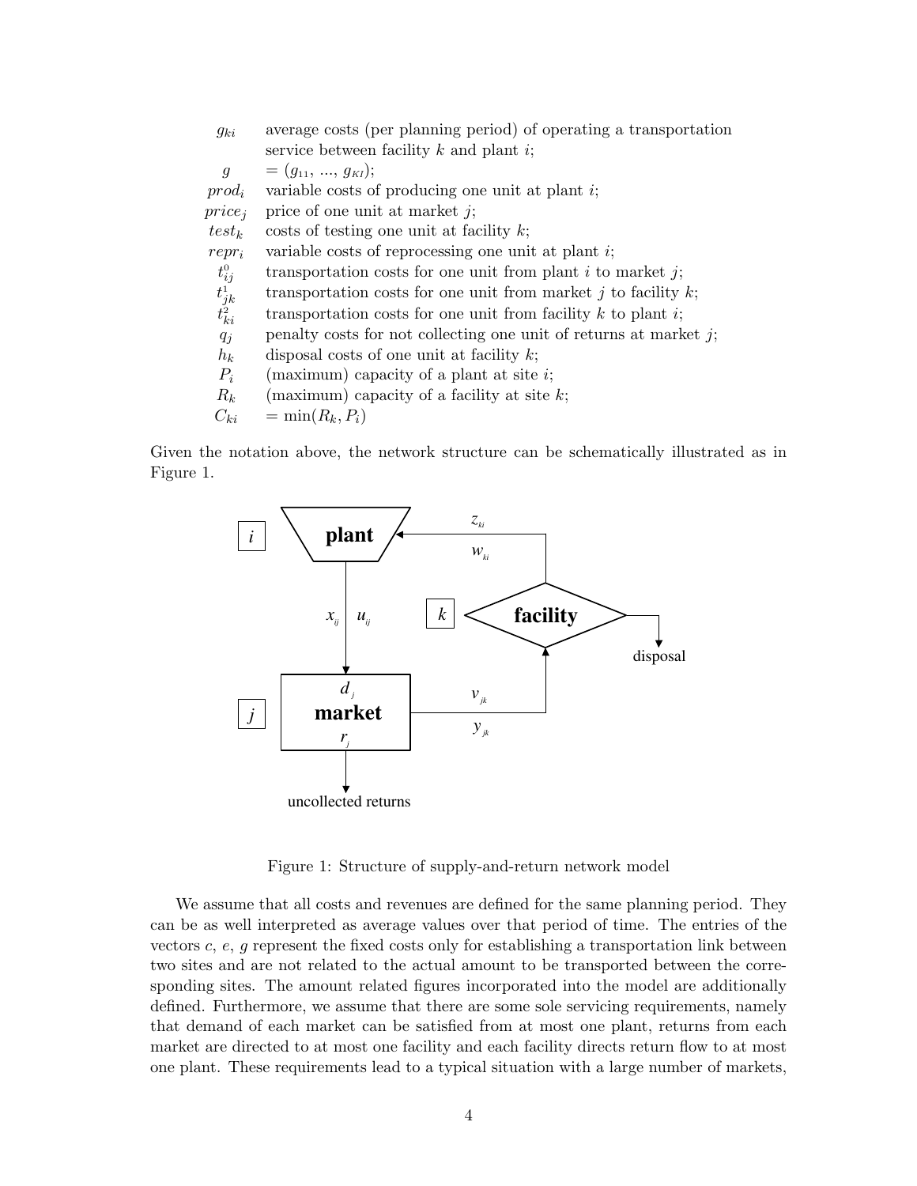| | |
|---|---|
| $g_{ki}$ | average costs (per planning period) of operating a transportation service between facility $k$ and plant $i$; |
| $g$ | $= (g_{11}, ..., g_{KI})$; |
| $prod_i$ | variable costs of producing one unit at plant $i$; |
| $price_j$ | price of one unit at market $j$; |
| $test_k$ | costs of testing one unit at facility $k$; |
| $repr_i$ | variable costs of reprocessing one unit at plant $i$; |
| $t^0_{ij}$ | transportation costs for one unit from plant $i$ to market $j$; |
| $t^1_{jk}$ | transportation costs for one unit from market $j$ to facility $k$; |
| $t^2_{ki}$ | transportation costs for one unit from facility $k$ to plant $i$; |
| $q_j$ | penalty costs for not collecting one unit of returns at market $j$; |
| $h_k$ | disposal costs of one unit at facility $k$; |
| $P_i$ | (maximum) capacity of a plant at site $i$; |
| $R_k$ | (maximum) capacity of a facility at site $k$; |
| $C_{ki}$ | $= \min(R_k, P_i)$ |

Given the notation above, the network structure can be schematically illustrated as in Figure 1.

Figure 1: Structure of supply-and-return network model

We assume that all costs and revenues are defined for the same planning period. They can be as well interpreted as average values over that period of time. The entries of the vectors $c$, $e$, $g$ represent the fixed costs only for establishing a transportation link between two sites and are not related to the actual amount to be transported between the corresponding sites. The amount related figures incorporated into the model are additionally defined. Furthermore, we assume that there are some sole servicing requirements, namely that demand of each market can be satisfied from at most one plant, returns from each market are directed to at most one facility and each facility directs return flow to at most one plant. These requirements lead to a typical situation with a large number of markets,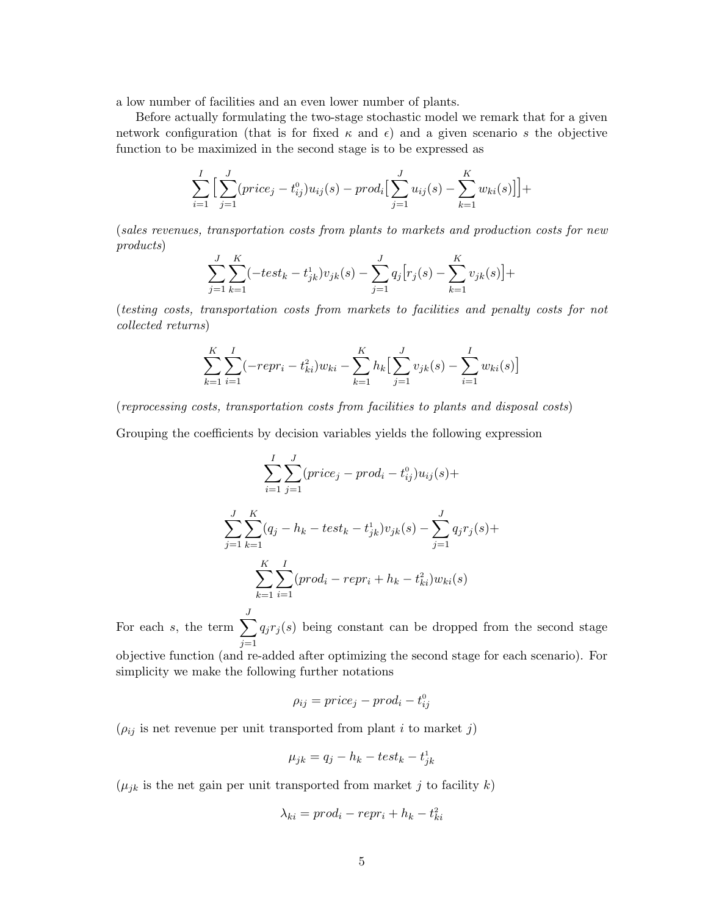a low number of facilities and an even lower number of plants.

Before actually formulating the two-stage stochastic model we remark that for a given network configuration (that is for fixed $\kappa$ and $\epsilon$) and a given scenario $s$ the objective function to be maximized in the second stage is to be expressed as

$$\sum_{i=1}^{I}\Big[\sum_{j=1}^{J}(price_j - t^0_{ij})u_{ij}(s) - prod_i\Big[\sum_{j=1}^{J}u_{ij}(s) - \sum_{k=1}^{K}w_{ki}(s)\Big]\Big]+$$

(*sales revenues, transportation costs from plants to markets and production costs for new products*)

$$\sum_{j=1}^{J}\sum_{k=1}^{K}(-test_k - t^1_{jk})v_{jk}(s) - \sum_{j=1}^{J}q_j\big[r_j(s) - \sum_{k=1}^{K}v_{jk}(s)\big]+$$

(*testing costs, transportation costs from markets to facilities and penalty costs for not collected returns*)

$$\sum_{k=1}^{K}\sum_{i=1}^{I}(-repr_i - t^2_{ki})w_{ki} - \sum_{k=1}^{K}h_k\big[\sum_{j=1}^{J}v_{jk}(s) - \sum_{i=1}^{I}w_{ki}(s)\big]$$

(*reprocessing costs, transportation costs from facilities to plants and disposal costs*)

Grouping the coefficients by decision variables yields the following expression

$$\sum_{i=1}^{I}\sum_{j=1}^{J}(price_j - prod_i - t^0_{ij})u_{ij}(s)+$$

$$\sum_{j=1}^{J}\sum_{k=1}^{K}(q_j - h_k - test_k - t^1_{jk})v_{jk}(s) - \sum_{j=1}^{J}q_jr_j(s)+$$

$$\sum_{k=1}^{K}\sum_{i=1}^{I}(prod_i - repr_i + h_k - t^2_{ki})w_{ki}(s)$$

For each $s$, the term $\sum_{j=1}^{J}q_jr_j(s)$ being constant can be dropped from the second stage objective function (and re-added after optimizing the second stage for each scenario). For simplicity we make the following further notations

$$\rho_{ij} = price_j - prod_i - t^0_{ij}$$

($\rho_{ij}$ is net revenue per unit transported from plant $i$ to market $j$)

$$\mu_{jk} = q_j - h_k - test_k - t^1_{jk}$$

($\mu_{jk}$ is the net gain per unit transported from market $j$ to facility $k$)

$$\lambda_{ki} = prod_i - repr_i + h_k - t^2_{ki}$$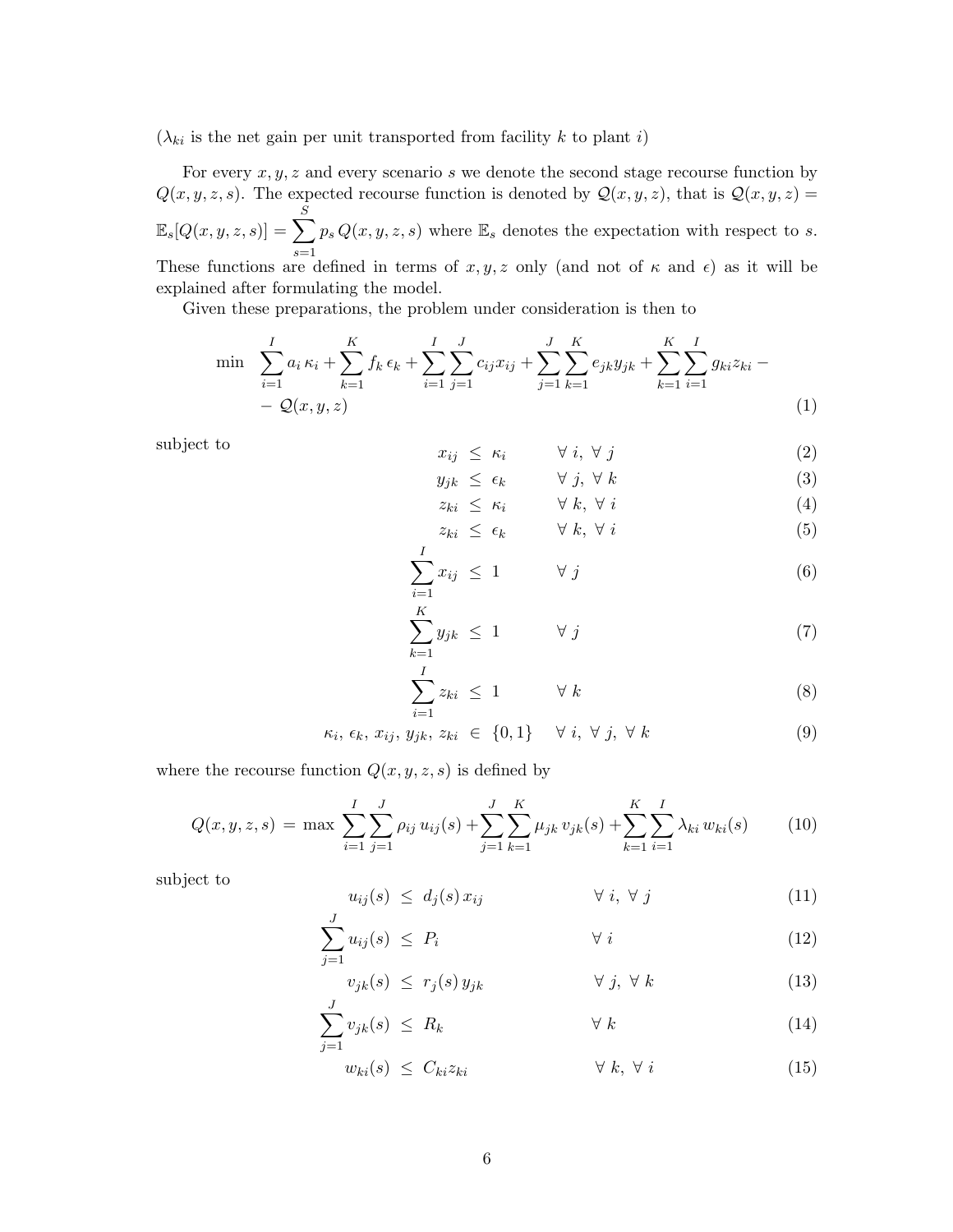($\lambda_{ki}$ is the net gain per unit transported from facility $k$ to plant $i$)

For every $x, y, z$ and every scenario $s$ we denote the second stage recourse function by $Q(x, y, z, s)$. The expected recourse function is denoted by $\mathcal{Q}(x, y, z)$, that is $\mathcal{Q}(x, y, z) = \mathbb{E}_s[Q(x, y, z, s)] = \sum_{s=1}^{S} p_s \, Q(x, y, z, s)$ where $\mathbb{E}_s$ denotes the expectation with respect to $s$. These functions are defined in terms of $x, y, z$ only (and not of $\kappa$ and $\epsilon$) as it will be explained after formulating the model.

Given these preparations, the problem under consideration is then to

$$
\min \quad \sum_{i=1}^{I} a_i \, \kappa_i + \sum_{k=1}^{K} f_k \, \epsilon_k + \sum_{i=1}^{I} \sum_{j=1}^{J} c_{ij} x_{ij} + \sum_{j=1}^{J} \sum_{k=1}^{K} e_{jk} y_{jk} + \sum_{k=1}^{K} \sum_{i=1}^{I} g_{ki} z_{ki} - \mathcal{Q}(x, y, z) \tag{1}
$$

subject to

$$
x_{ij} \le \kappa_i \qquad \forall \, i, \; \forall \, j \tag{2}
$$

$$
y_{jk} \le \epsilon_k \qquad \forall \, j, \; \forall \, k \tag{3}
$$

$$
z_{ki} \le \kappa_i \qquad \forall \, k, \; \forall \, i \tag{4}
$$

$$
z_{ki} \le \epsilon_k \qquad \forall \, k, \; \forall \, i \tag{5}
$$

$$
\sum_{i=1}^{I} x_{ij} \le 1 \qquad \forall \, j \tag{6}
$$

$$
\sum_{k=1}^{K} y_{jk} \le 1 \qquad \forall \, j \tag{7}
$$

$$
\sum_{i=1}^{I} z_{ki} \le 1 \qquad \forall \, k \tag{8}
$$

$$
\kappa_i, \, \epsilon_k, \, x_{ij}, \, y_{jk}, \, z_{ki} \in \{0, 1\} \qquad \forall \, i, \; \forall \, j, \; \forall \, k \tag{9}
$$

where the recourse function $Q(x, y, z, s)$ is defined by

$$
Q(x, y, z, s) = \max \sum_{i=1}^{I} \sum_{j=1}^{J} \rho_{ij} \, u_{ij}(s) + \sum_{j=1}^{J} \sum_{k=1}^{K} \mu_{jk} \, v_{jk}(s) + \sum_{k=1}^{K} \sum_{i=1}^{I} \lambda_{ki} \, w_{ki}(s) \tag{10}
$$

subject to

$$
u_{ij}(s) \le d_j(s) \, x_{ij} \qquad \forall \, i, \; \forall \, j \tag{11}
$$

$$
\sum_{j=1}^{J} u_{ij}(s) \le P_i \qquad \forall \, i \tag{12}
$$

$$
v_{jk}(s) \le r_j(s) \, y_{jk} \qquad \forall \, j, \; \forall \, k \tag{13}
$$

$$
\sum_{j=1}^{J} v_{jk}(s) \le R_k \qquad \forall \, k \tag{14}
$$

$$
w_{ki}(s) \le C_{ki} z_{ki} \qquad \forall \, k, \; \forall \, i \tag{15}
$$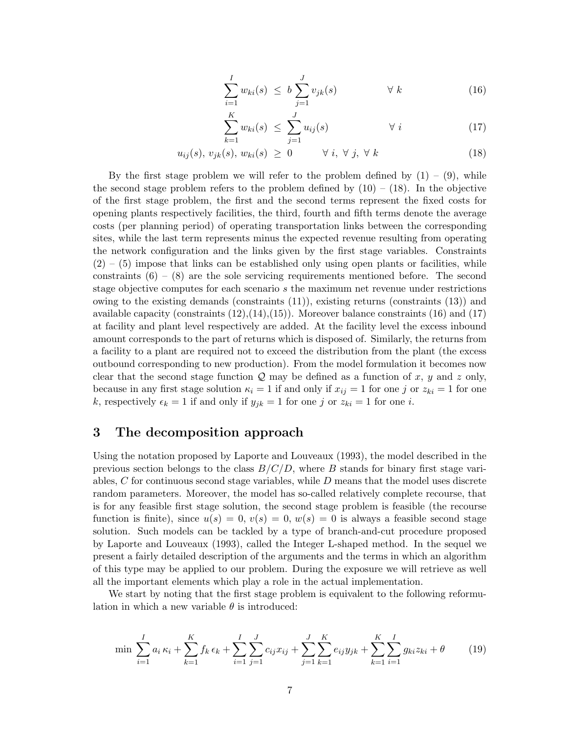$$\sum_{i=1}^{I} w_{ki}(s) \;\leq\; b \sum_{j=1}^{J} v_{jk}(s) \qquad \forall\, k \tag{16}$$

$$\sum_{k=1}^{K} w_{ki}(s) \;\leq\; \sum_{j=1}^{J} u_{ij}(s) \qquad \forall\, i \tag{17}$$

$$u_{ij}(s),\, v_{jk}(s),\, w_{ki}(s) \;\geq\; 0 \qquad \forall\, i,\ \forall\, j,\ \forall\, k \tag{18}$$

By the first stage problem we will refer to the problem defined by (1) – (9), while the second stage problem refers to the problem defined by (10) – (18). In the objective of the first stage problem, the first and the second terms represent the fixed costs for opening plants respectively facilities, the third, fourth and fifth terms denote the average costs (per planning period) of operating transportation links between the corresponding sites, while the last term represents minus the expected revenue resulting from operating the network configuration and the links given by the first stage variables. Constraints (2) – (5) impose that links can be established only using open plants or facilities, while constraints (6) – (8) are the sole servicing requirements mentioned before. The second stage objective computes for each scenario $s$ the maximum net revenue under restrictions owing to the existing demands (constraints (11)), existing returns (constraints (13)) and available capacity (constraints (12),(14),(15)). Moreover balance constraints (16) and (17) at facility and plant level respectively are added. At the facility level the excess inbound amount corresponds to the part of returns which is disposed of. Similarly, the returns from a facility to a plant are required not to exceed the distribution from the plant (the excess outbound corresponding to new production). From the model formulation it becomes now clear that the second stage function $\mathcal{Q}$ may be defined as a function of $x$, $y$ and $z$ only, because in any first stage solution $\kappa_i = 1$ if and only if $x_{ij} = 1$ for one $j$ or $z_{ki} = 1$ for one $k$, respectively $\epsilon_k = 1$ if and only if $y_{jk} = 1$ for one $j$ or $z_{ki} = 1$ for one $i$.

## 3 The decomposition approach

Using the notation proposed by Laporte and Louveaux (1993), the model described in the previous section belongs to the class $B/C/D$, where $B$ stands for binary first stage variables, $C$ for continuous second stage variables, while $D$ means that the model uses discrete random parameters. Moreover, the model has so-called relatively complete recourse, that is for any feasible first stage solution, the second stage problem is feasible (the recourse function is finite), since $u(s) = 0$, $v(s) = 0$, $w(s) = 0$ is always a feasible second stage solution. Such models can be tackled by a type of branch-and-cut procedure proposed by Laporte and Louveaux (1993), called the Integer L-shaped method. In the sequel we present a fairly detailed description of the arguments and the terms in which an algorithm of this type may be applied to our problem. During the exposure we will retrieve as well all the important elements which play a role in the actual implementation.

We start by noting that the first stage problem is equivalent to the following reformulation in which a new variable $\theta$ is introduced:

$$\min \sum_{i=1}^{I} a_i\, \kappa_i + \sum_{k=1}^{K} f_k\, \epsilon_k + \sum_{i=1}^{I}\sum_{j=1}^{J} c_{ij} x_{ij} + \sum_{j=1}^{J}\sum_{k=1}^{K} e_{ij} y_{jk} + \sum_{k=1}^{K}\sum_{i=1}^{I} g_{ki} z_{ki} + \theta \tag{19}$$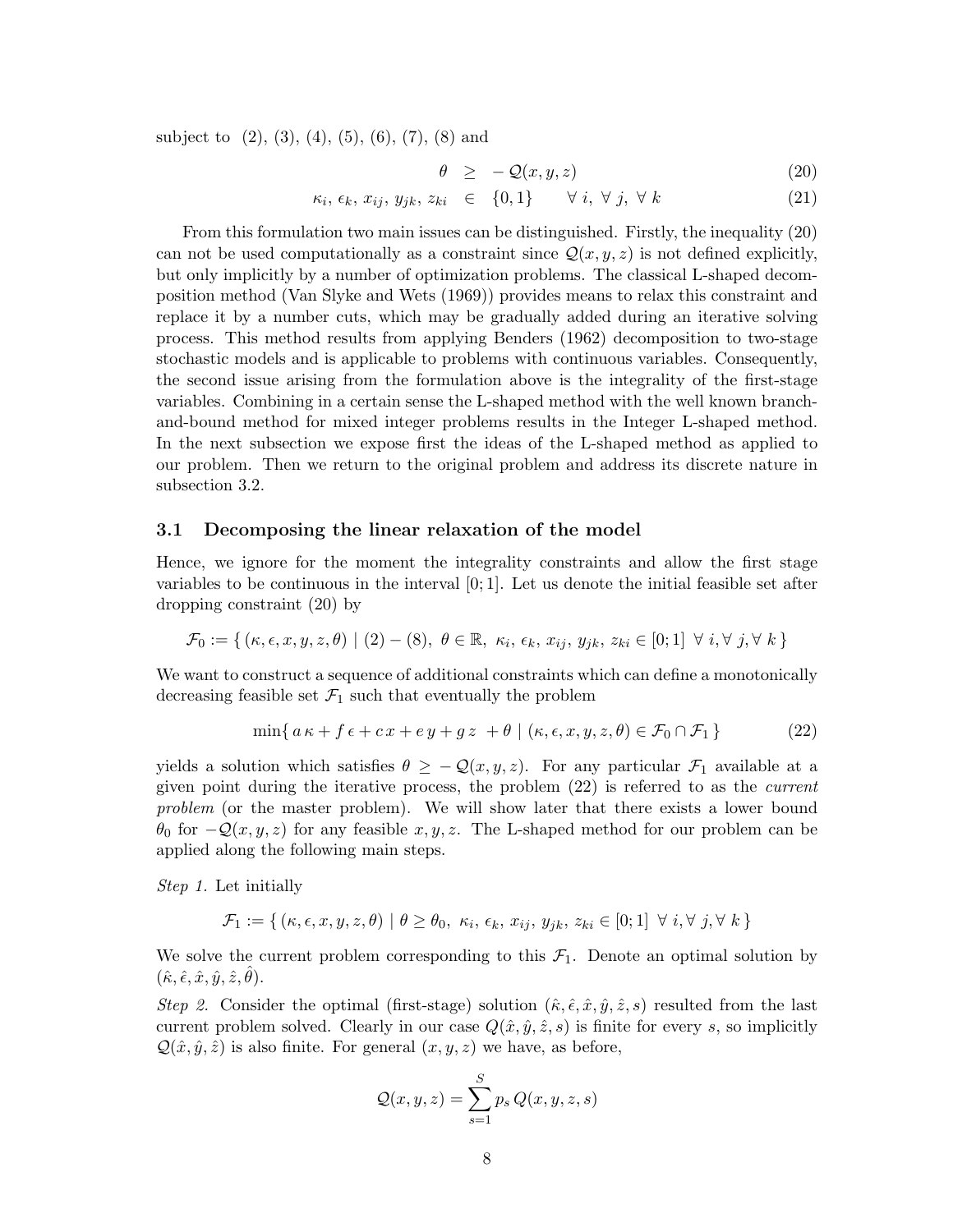subject to (2), (3), (4), (5), (6), (7), (8) and

$$
\begin{aligned}
\theta &\geq -\mathcal{Q}(x, y, z) && (20) \\
\kappa_i,\ \epsilon_k,\ x_{ij},\ y_{jk},\ z_{ki} &\in \{0, 1\} \qquad \forall\ i,\ \forall\ j,\ \forall\ k && (21)
\end{aligned}
$$

From this formulation two main issues can be distinguished. Firstly, the inequality (20) can not be used computationally as a constraint since $\mathcal{Q}(x, y, z)$ is not defined explicitly, but only implicitly by a number of optimization problems. The classical L-shaped decomposition method (Van Slyke and Wets (1969)) provides means to relax this constraint and replace it by a number cuts, which may be gradually added during an iterative solving process. This method results from applying Benders (1962) decomposition to two-stage stochastic models and is applicable to problems with continuous variables. Consequently, the second issue arising from the formulation above is the integrality of the first-stage variables. Combining in a certain sense the L-shaped method with the well known branch-and-bound method for mixed integer problems results in the Integer L-shaped method. In the next subsection we expose first the ideas of the L-shaped method as applied to our problem. Then we return to the original problem and address its discrete nature in subsection 3.2.

## 3.1 Decomposing the linear relaxation of the model

Hence, we ignore for the moment the integrality constraints and allow the first stage variables to be continuous in the interval $[0; 1]$. Let us denote the initial feasible set after dropping constraint (20) by

$$
\mathcal{F}_0 := \{\, (\kappa, \epsilon, x, y, z, \theta) \mid (2) - (8),\ \theta \in \mathbb{R},\ \kappa_i,\ \epsilon_k,\ x_{ij},\ y_{jk},\ z_{ki} \in [0; 1]\ \ \forall\ i, \forall\ j, \forall\ k \,\}
$$

We want to construct a sequence of additional constraints which can define a monotonically decreasing feasible set $\mathcal{F}_1$ such that eventually the problem

$$
\min\{\, a\,\kappa + f\,\epsilon + c\,x + e\,y + g\,z\ + \theta \mid (\kappa, \epsilon, x, y, z, \theta) \in \mathcal{F}_0 \cap \mathcal{F}_1 \,\} \tag{22}
$$

yields a solution which satisfies $\theta \geq -\mathcal{Q}(x, y, z)$. For any particular $\mathcal{F}_1$ available at a given point during the iterative process, the problem (22) is referred to as the *current problem* (or the master problem). We will show later that there exists a lower bound $\theta_0$ for $-\mathcal{Q}(x, y, z)$ for any feasible $x, y, z$. The L-shaped method for our problem can be applied along the following main steps.

*Step 1.* Let initially

$$
\mathcal{F}_1 := \{\, (\kappa, \epsilon, x, y, z, \theta) \mid \theta \geq \theta_0,\ \kappa_i,\ \epsilon_k,\ x_{ij},\ y_{jk},\ z_{ki} \in [0; 1]\ \ \forall\ i, \forall\ j, \forall\ k \,\}
$$

We solve the current problem corresponding to this $\mathcal{F}_1$. Denote an optimal solution by $(\hat{\kappa}, \hat{\epsilon}, \hat{x}, \hat{y}, \hat{z}, \hat{\theta})$.

*Step 2.* Consider the optimal (first-stage) solution $(\hat{\kappa}, \hat{\epsilon}, \hat{x}, \hat{y}, \hat{z}, s)$ resulted from the last current problem solved. Clearly in our case $Q(\hat{x}, \hat{y}, \hat{z}, s)$ is finite for every $s$, so implicitly $\mathcal{Q}(\hat{x}, \hat{y}, \hat{z})$ is also finite. For general $(x, y, z)$ we have, as before,

$$
\mathcal{Q}(x, y, z) = \sum_{s=1}^{S} p_s\, Q(x, y, z, s)
$$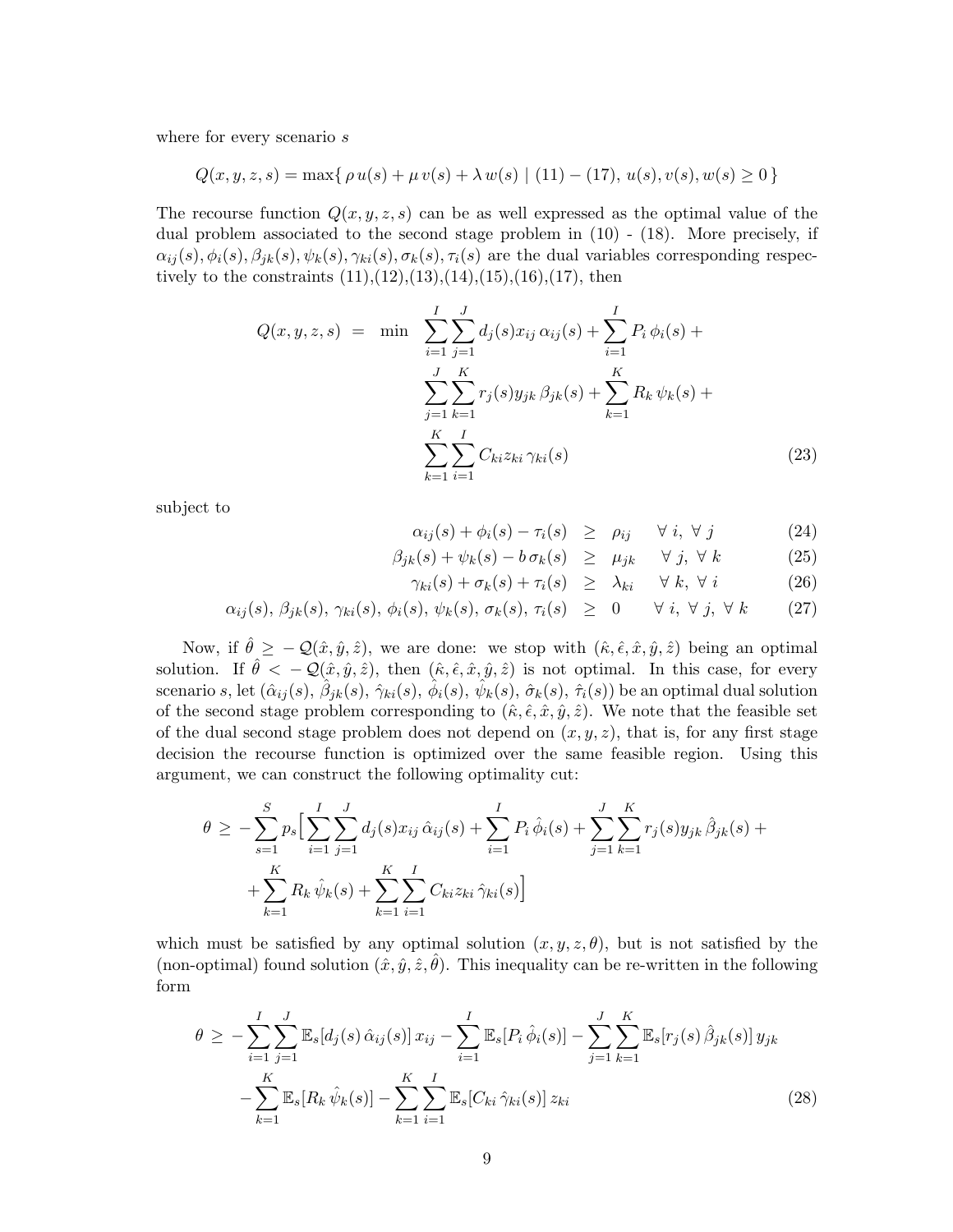where for every scenario $s$

$$Q(x, y, z, s) = \max\{\, \rho\, u(s) + \mu\, v(s) + \lambda\, w(s) \mid (11) - (17),\ u(s), v(s), w(s) \geq 0\,\}$$

The recourse function $Q(x, y, z, s)$ can be as well expressed as the optimal value of the dual problem associated to the second stage problem in (10) - (18). More precisely, if $\alpha_{ij}(s), \phi_i(s), \beta_{jk}(s), \psi_k(s), \gamma_{ki}(s), \sigma_k(s), \tau_i(s)$ are the dual variables corresponding respectively to the constraints (11),(12),(13),(14),(15),(16),(17), then

$$\begin{aligned} Q(x, y, z, s) \;=\; \min\;\; & \sum_{i=1}^{I}\sum_{j=1}^{J} d_j(s) x_{ij}\, \alpha_{ij}(s) + \sum_{i=1}^{I} P_i\, \phi_i(s) + \\ & \sum_{j=1}^{J}\sum_{k=1}^{K} r_j(s) y_{jk}\, \beta_{jk}(s) + \sum_{k=1}^{K} R_k\, \psi_k(s) + \\ & \sum_{k=1}^{K}\sum_{i=1}^{I} C_{ki} z_{ki}\, \gamma_{ki}(s) \end{aligned} \tag{23}$$

subject to

$$\alpha_{ij}(s) + \phi_i(s) - \tau_i(s) \;\geq\; \rho_{ij} \qquad \forall\, i,\ \forall\, j \tag{24}$$

$$\beta_{jk}(s) + \psi_k(s) - b\, \sigma_k(s) \;\geq\; \mu_{jk} \qquad \forall\, j,\ \forall\, k \tag{25}$$

$$\gamma_{ki}(s) + \sigma_k(s) + \tau_i(s) \;\geq\; \lambda_{ki} \qquad \forall\, k,\ \forall\, i \tag{26}$$

$$\alpha_{ij}(s),\ \beta_{jk}(s),\ \gamma_{ki}(s),\ \phi_i(s),\ \psi_k(s),\ \sigma_k(s),\ \tau_i(s) \;\geq\; 0 \qquad \forall\, i,\ \forall\, j,\ \forall\, k \tag{27}$$

Now, if $\hat{\theta} \geq -\mathcal{Q}(\hat{x}, \hat{y}, \hat{z})$, we are done: we stop with $(\hat{\kappa}, \hat{\epsilon}, \hat{x}, \hat{y}, \hat{z})$ being an optimal solution. If $\hat{\theta} < -\mathcal{Q}(\hat{x}, \hat{y}, \hat{z})$, then $(\hat{\kappa}, \hat{\epsilon}, \hat{x}, \hat{y}, \hat{z})$ is not optimal. In this case, for every scenario $s$, let $(\hat{\alpha}_{ij}(s),\, \hat{\beta}_{jk}(s),\, \hat{\gamma}_{ki}(s),\, \hat{\phi}_i(s),\, \hat{\psi}_k(s),\, \hat{\sigma}_k(s),\, \hat{\tau}_i(s))$ be an optimal dual solution of the second stage problem corresponding to $(\hat{\kappa}, \hat{\epsilon}, \hat{x}, \hat{y}, \hat{z})$. We note that the feasible set of the dual second stage problem does not depend on $(x, y, z)$, that is, for any first stage decision the recourse function is optimized over the same feasible region. Using this argument, we can construct the following optimality cut:

$$\begin{aligned} \theta \;\geq\; -\sum_{s=1}^{S} p_s \Big[ & \sum_{i=1}^{I}\sum_{j=1}^{J} d_j(s) x_{ij}\, \hat{\alpha}_{ij}(s) + \sum_{i=1}^{I} P_i\, \hat{\phi}_i(s) + \sum_{j=1}^{J}\sum_{k=1}^{K} r_j(s) y_{jk}\, \hat{\beta}_{jk}(s) + \\ & + \sum_{k=1}^{K} R_k\, \hat{\psi}_k(s) + \sum_{k=1}^{K}\sum_{i=1}^{I} C_{ki} z_{ki}\, \hat{\gamma}_{ki}(s) \Big] \end{aligned}$$

which must be satisfied by any optimal solution $(x, y, z, \theta)$, but is not satisfied by the (non-optimal) found solution $(\hat{x}, \hat{y}, \hat{z}, \hat{\theta})$. This inequality can be re-written in the following form

$$\begin{aligned} \theta \;\geq\; & -\sum_{i=1}^{I}\sum_{j=1}^{J} \mathbb{E}_s[d_j(s)\, \hat{\alpha}_{ij}(s)]\, x_{ij} - \sum_{i=1}^{I} \mathbb{E}_s[P_i\, \hat{\phi}_i(s)] - \sum_{j=1}^{J}\sum_{k=1}^{K} \mathbb{E}_s[r_j(s)\, \hat{\beta}_{jk}(s)]\, y_{jk} \\ & - \sum_{k=1}^{K} \mathbb{E}_s[R_k\, \hat{\psi}_k(s)] - \sum_{k=1}^{K}\sum_{i=1}^{I} \mathbb{E}_s[C_{ki}\, \hat{\gamma}_{ki}(s)]\, z_{ki} \end{aligned} \tag{28}$$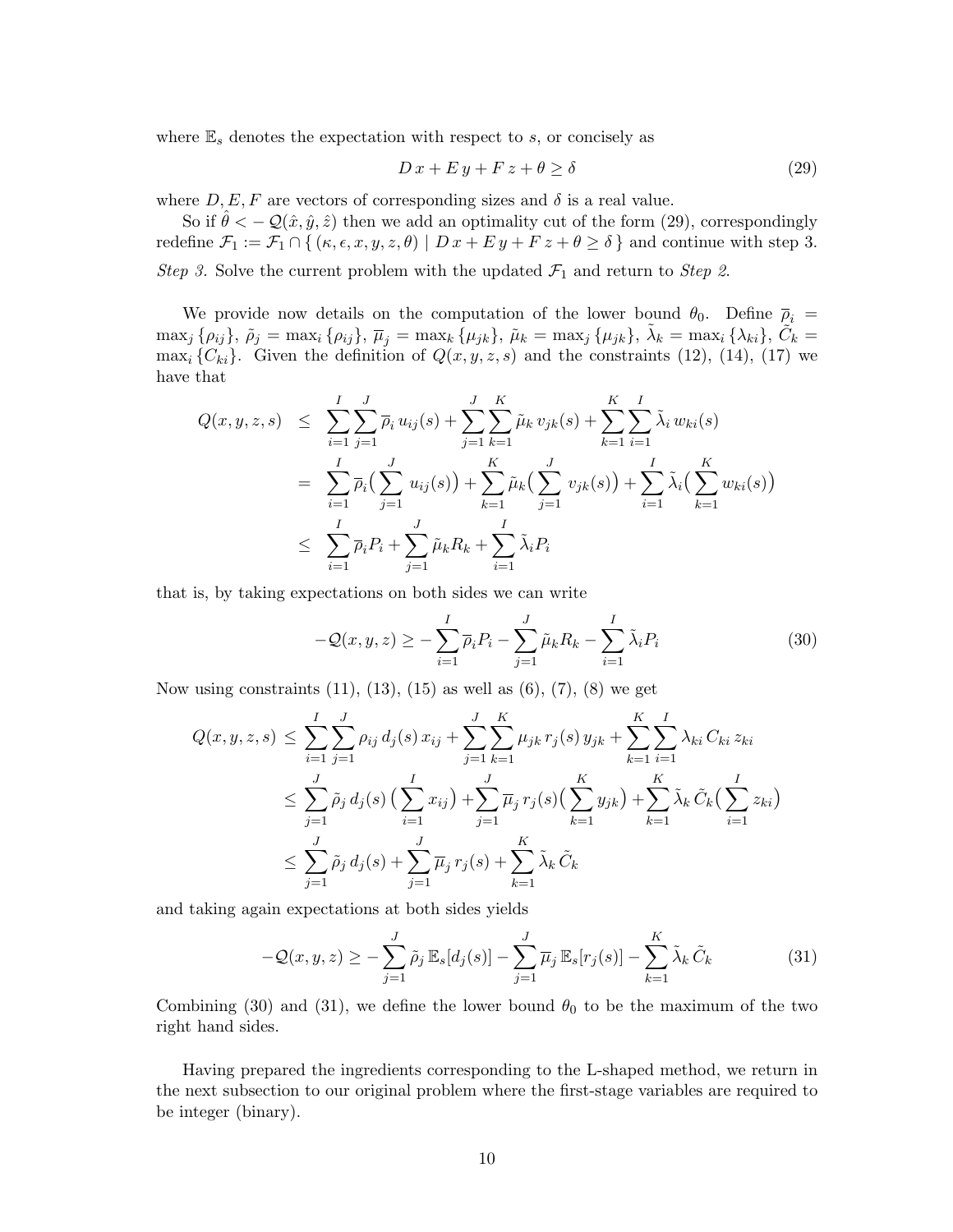where $\mathbb{E}_s$ denotes the expectation with respect to $s$, or concisely as

$$D\,x + E\,y + F\,z + \theta \geq \delta \tag{29}$$

where $D, E, F$ are vectors of corresponding sizes and $\delta$ is a real value.

So if $\hat{\theta} < -\,\mathcal{Q}(\hat{x}, \hat{y}, \hat{z})$ then we add an optimality cut of the form (29), correspondingly redefine $\mathcal{F}_1 := \mathcal{F}_1 \cap \{\,(\kappa, \epsilon, x, y, z, \theta) \mid D\,x + E\,y + F\,z + \theta \geq \delta\,\}$ and continue with step 3.

*Step 3.* Solve the current problem with the updated $\mathcal{F}_1$ and return to *Step 2*.

We provide now details on the computation of the lower bound $\theta_0$. Define $\overline{\rho}_i = \max_j\{\rho_{ij}\}$, $\tilde{\rho}_j = \max_i\{\rho_{ij}\}$, $\overline{\mu}_j = \max_k\{\mu_{jk}\}$, $\tilde{\mu}_k = \max_j\{\mu_{jk}\}$, $\tilde{\lambda}_k = \max_i\{\lambda_{ki}\}$, $\tilde{C}_k = \max_i\{C_{ki}\}$. Given the definition of $Q(x, y, z, s)$ and the constraints (12), (14), (17) we have that

$$
\begin{aligned}
Q(x,y,z,s) &\leq \sum_{i=1}^{I}\sum_{j=1}^{J} \overline{\rho}_i\, u_{ij}(s) + \sum_{j=1}^{J}\sum_{k=1}^{K} \tilde{\mu}_k\, v_{jk}(s) + \sum_{k=1}^{K}\sum_{i=1}^{I} \tilde{\lambda}_i\, w_{ki}(s) \\
&= \sum_{i=1}^{I} \overline{\rho}_i \big(\sum_{j=1}^{J} u_{ij}(s)\big) + \sum_{k=1}^{K} \tilde{\mu}_k \big(\sum_{j=1}^{J} v_{jk}(s)\big) + \sum_{i=1}^{I} \tilde{\lambda}_i \big(\sum_{k=1}^{K} w_{ki}(s)\big) \\
&\leq \sum_{i=1}^{I} \overline{\rho}_i P_i + \sum_{j=1}^{J} \tilde{\mu}_k R_k + \sum_{i=1}^{I} \tilde{\lambda}_i P_i
\end{aligned}
$$

that is, by taking expectations on both sides we can write

$$-\mathcal{Q}(x,y,z) \geq -\sum_{i=1}^{I} \overline{\rho}_i P_i - \sum_{j=1}^{J} \tilde{\mu}_k R_k - \sum_{i=1}^{I} \tilde{\lambda}_i P_i \tag{30}$$

Now using constraints (11), (13), (15) as well as (6), (7), (8) we get

$$
\begin{aligned}
Q(x,y,z,s) &\leq \sum_{i=1}^{I}\sum_{j=1}^{J} \rho_{ij}\, d_j(s)\, x_{ij} + \sum_{j=1}^{J}\sum_{k=1}^{K} \mu_{jk}\, r_j(s)\, y_{jk} + \sum_{k=1}^{K}\sum_{i=1}^{I} \lambda_{ki}\, C_{ki}\, z_{ki} \\
&\leq \sum_{j=1}^{J} \tilde{\rho}_j\, d_j(s) \big(\sum_{i=1}^{I} x_{ij}\big) + \sum_{j=1}^{J} \overline{\mu}_j\, r_j(s) \big(\sum_{k=1}^{K} y_{jk}\big) + \sum_{k=1}^{K} \tilde{\lambda}_k\, \tilde{C}_k \big(\sum_{i=1}^{I} z_{ki}\big) \\
&\leq \sum_{j=1}^{J} \tilde{\rho}_j\, d_j(s) + \sum_{j=1}^{J} \overline{\mu}_j\, r_j(s) + \sum_{k=1}^{K} \tilde{\lambda}_k\, \tilde{C}_k
\end{aligned}
$$

and taking again expectations at both sides yields

$$-\mathcal{Q}(x,y,z) \geq -\sum_{j=1}^{J} \tilde{\rho}_j\, \mathbb{E}_s[d_j(s)] - \sum_{j=1}^{J} \overline{\mu}_j\, \mathbb{E}_s[r_j(s)] - \sum_{k=1}^{K} \tilde{\lambda}_k\, \tilde{C}_k \tag{31}$$

Combining (30) and (31), we define the lower bound $\theta_0$ to be the maximum of the two right hand sides.

Having prepared the ingredients corresponding to the L-shaped method, we return in the next subsection to our original problem where the first-stage variables are required to be integer (binary).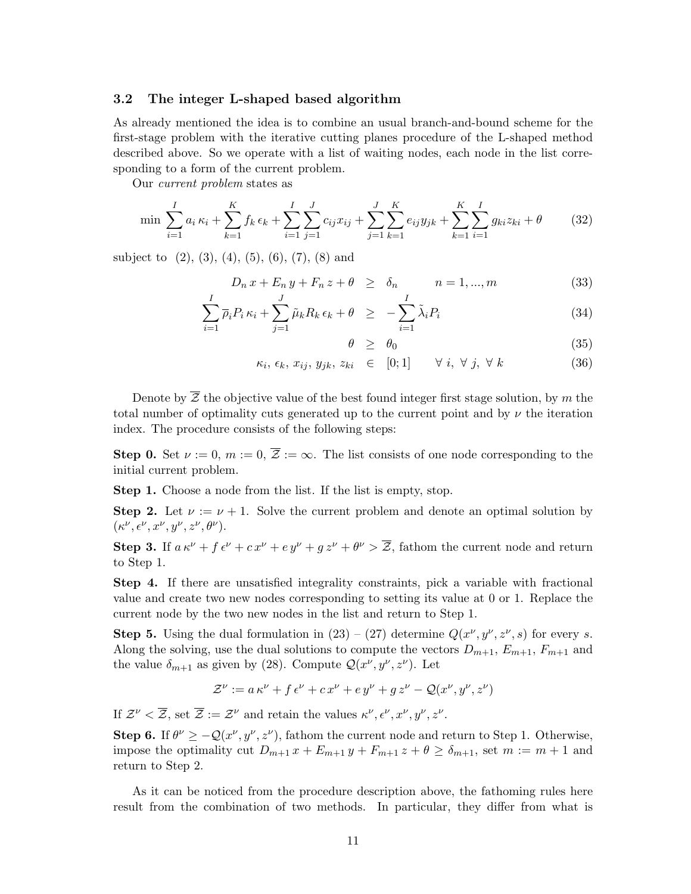### 3.2 The integer L-shaped based algorithm

As already mentioned the idea is to combine an usual branch-and-bound scheme for the first-stage problem with the iterative cutting planes procedure of the L-shaped method described above. So we operate with a list of waiting nodes, each node in the list corresponding to a form of the current problem.

Our *current problem* states as

$$\min \sum_{i=1}^{I} a_i\,\kappa_i + \sum_{k=1}^{K} f_k\,\epsilon_k + \sum_{i=1}^{I}\sum_{j=1}^{J} c_{ij}x_{ij} + \sum_{j=1}^{J}\sum_{k=1}^{K} e_{ij}y_{jk} + \sum_{k=1}^{K}\sum_{i=1}^{I} g_{ki}z_{ki} + \theta \tag{32}$$

subject to (2), (3), (4), (5), (6), (7), (8) and

$$D_n\,x + E_n\,y + F_n\,z + \theta \;\geq\; \delta_n \qquad n = 1, ..., m \tag{33}$$

$$\sum_{i=1}^{I} \overline{\rho}_i P_i\,\kappa_i + \sum_{j=1}^{J} \tilde{\mu}_k R_k\,\epsilon_k + \theta \;\geq\; -\sum_{i=1}^{I} \tilde{\lambda}_i P_i \tag{34}$$

$$\theta \;\geq\; \theta_0 \tag{35}$$

$$\kappa_i,\,\epsilon_k,\,x_{ij},\,y_{jk},\,z_{ki} \;\in\; [0;1] \qquad \forall\, i,\ \forall\, j,\ \forall\, k \tag{36}$$

Denote by $\overline{\mathcal{Z}}$ the objective value of the best found integer first stage solution, by $m$ the total number of optimality cuts generated up to the current point and by $\nu$ the iteration index. The procedure consists of the following steps:

**Step 0.** Set $\nu := 0$, $m := 0$, $\overline{\mathcal{Z}} := \infty$. The list consists of one node corresponding to the initial current problem.

**Step 1.** Choose a node from the list. If the list is empty, stop.

**Step 2.** Let $\nu := \nu + 1$. Solve the current problem and denote an optimal solution by $(\kappa^\nu, \epsilon^\nu, x^\nu, y^\nu, z^\nu, \theta^\nu)$.

**Step 3.** If $a\,\kappa^\nu + f\,\epsilon^\nu + c\,x^\nu + e\,y^\nu + g\,z^\nu + \theta^\nu > \overline{\mathcal{Z}}$, fathom the current node and return to Step 1.

**Step 4.** If there are unsatisfied integrality constraints, pick a variable with fractional value and create two new nodes corresponding to setting its value at 0 or 1. Replace the current node by the two new nodes in the list and return to Step 1.

**Step 5.** Using the dual formulation in (23) – (27) determine $Q(x^\nu, y^\nu, z^\nu, s)$ for every $s$. Along the solving, use the dual solutions to compute the vectors $D_{m+1}$, $E_{m+1}$, $F_{m+1}$ and the value $\delta_{m+1}$ as given by (28). Compute $\mathcal{Q}(x^\nu, y^\nu, z^\nu)$. Let

$$\mathcal{Z}^\nu := a\,\kappa^\nu + f\,\epsilon^\nu + c\,x^\nu + e\,y^\nu + g\,z^\nu - \mathcal{Q}(x^\nu, y^\nu, z^\nu)$$

If $\mathcal{Z}^\nu < \overline{\mathcal{Z}}$, set $\overline{\mathcal{Z}} := \mathcal{Z}^\nu$ and retain the values $\kappa^\nu, \epsilon^\nu, x^\nu, y^\nu, z^\nu$.

**Step 6.** If $\theta^\nu \geq -\mathcal{Q}(x^\nu, y^\nu, z^\nu)$, fathom the current node and return to Step 1. Otherwise, impose the optimality cut $D_{m+1}\,x + E_{m+1}\,y + F_{m+1}\,z + \theta \geq \delta_{m+1}$, set $m := m + 1$ and return to Step 2.

As it can be noticed from the procedure description above, the fathoming rules here result from the combination of two methods. In particular, they differ from what is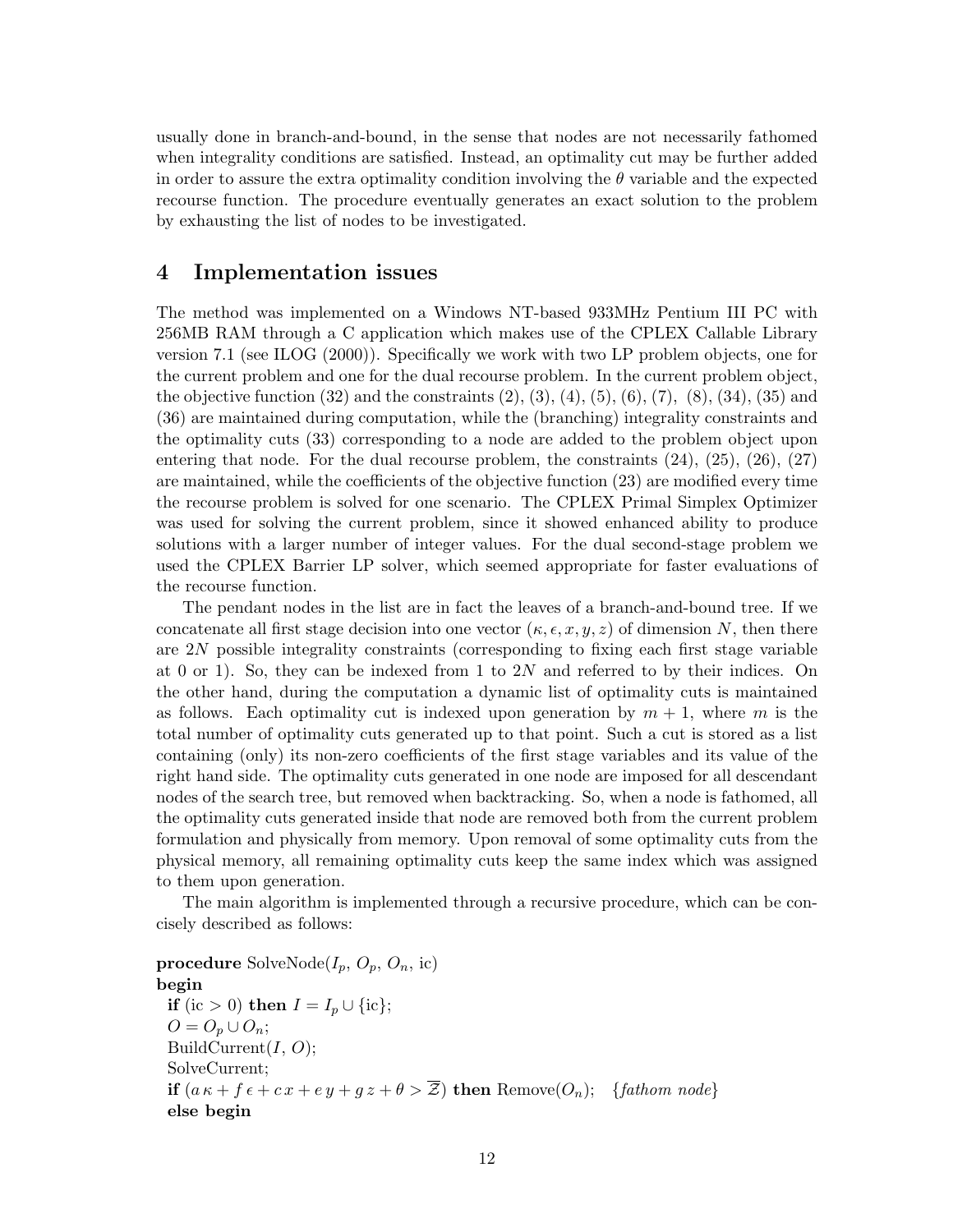usually done in branch-and-bound, in the sense that nodes are not necessarily fathomed when integrality conditions are satisfied. Instead, an optimality cut may be further added in order to assure the extra optimality condition involving the $\theta$ variable and the expected recourse function. The procedure eventually generates an exact solution to the problem by exhausting the list of nodes to be investigated.

## 4 Implementation issues

The method was implemented on a Windows NT-based 933MHz Pentium III PC with 256MB RAM through a C application which makes use of the CPLEX Callable Library version 7.1 (see ILOG (2000)). Specifically we work with two LP problem objects, one for the current problem and one for the dual recourse problem. In the current problem object, the objective function (32) and the constraints (2), (3), (4), (5), (6), (7), (8), (34), (35) and (36) are maintained during computation, while the (branching) integrality constraints and the optimality cuts (33) corresponding to a node are added to the problem object upon entering that node. For the dual recourse problem, the constraints (24), (25), (26), (27) are maintained, while the coefficients of the objective function (23) are modified every time the recourse problem is solved for one scenario. The CPLEX Primal Simplex Optimizer was used for solving the current problem, since it showed enhanced ability to produce solutions with a larger number of integer values. For the dual second-stage problem we used the CPLEX Barrier LP solver, which seemed appropriate for faster evaluations of the recourse function.

The pendant nodes in the list are in fact the leaves of a branch-and-bound tree. If we concatenate all first stage decision into one vector $(\kappa, \epsilon, x, y, z)$ of dimension $N$, then there are $2N$ possible integrality constraints (corresponding to fixing each first stage variable at 0 or 1). So, they can be indexed from 1 to $2N$ and referred to by their indices. On the other hand, during the computation a dynamic list of optimality cuts is maintained as follows. Each optimality cut is indexed upon generation by $m + 1$, where $m$ is the total number of optimality cuts generated up to that point. Such a cut is stored as a list containing (only) its non-zero coefficients of the first stage variables and its value of the right hand side. The optimality cuts generated in one node are imposed for all descendant nodes of the search tree, but removed when backtracking. So, when a node is fathomed, all the optimality cuts generated inside that node are removed both from the current problem formulation and physically from memory. Upon removal of some optimality cuts from the physical memory, all remaining optimality cuts keep the same index which was assigned to them upon generation.

The main algorithm is implemented through a recursive procedure, which can be concisely described as follows:

**procedure** SolveNode($I_p$, $O_p$, $O_n$, ic)
**begin**
  **if** (ic $> 0$) **then** $I = I_p \cup \{\text{ic}\}$;
  $O = O_p \cup O_n$;
  BuildCurrent($I$, $O$);
  SolveCurrent;
  **if** $(a\,\kappa + f\,\epsilon + c\,x + e\,y + g\,z + \theta > \overline{\mathcal{Z}})$ **then** Remove($O_n$);   {*fathom node*}
  **else begin**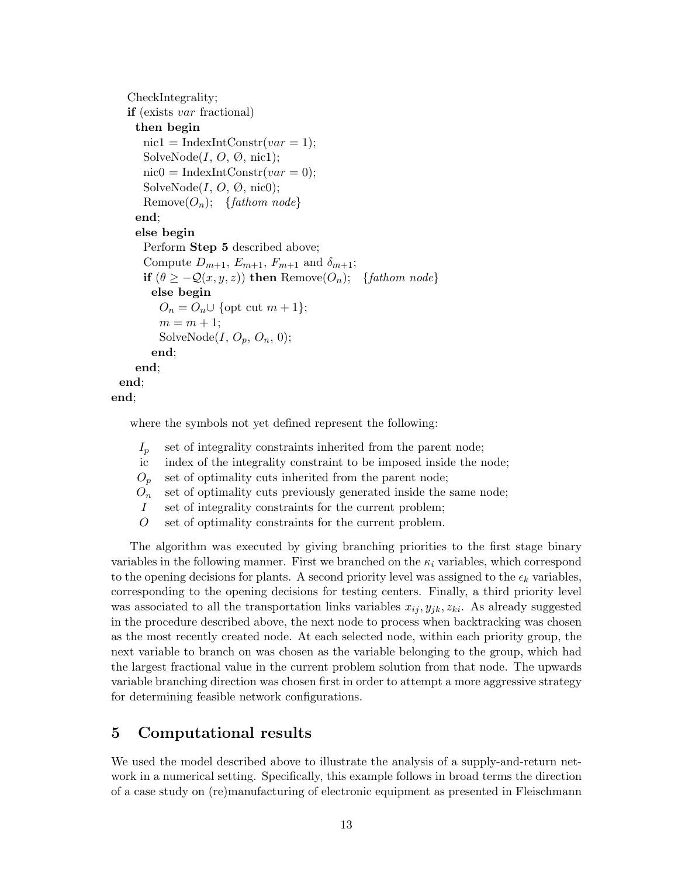```
    CheckIntegrality;
    if (exists var fractional)
      then begin
        nic1 = IndexIntConstr(var = 1);
        SolveNode(I, O, Ø, nic1);
        nic0 = IndexIntConstr(var = 0);
        SolveNode(I, O, Ø, nic0);
        Remove(O_n);   {fathom node}
      end;
      else begin
        Perform Step 5 described above;
        Compute D_{m+1}, E_{m+1}, F_{m+1} and δ_{m+1};
        if (θ ≥ −Q(x, y, z)) then Remove(O_n);   {fathom node}
          else begin
            O_n = O_n ∪ {opt cut m + 1};
            m = m + 1;
            SolveNode(I, O_p, O_n, 0);
          end;
      end;
  end;
end;
```

where the symbols not yet defined represent the following:

- $I_p$ set of integrality constraints inherited from the parent node;
- ic index of the integrality constraint to be imposed inside the node;
- $O_p$ set of optimality cuts inherited from the parent node;
- $O_n$ set of optimality cuts previously generated inside the same node;
- $I$ set of integrality constraints for the current problem;
- $O$ set of optimality constraints for the current problem.

The algorithm was executed by giving branching priorities to the first stage binary variables in the following manner. First we branched on the $\kappa_i$ variables, which correspond to the opening decisions for plants. A second priority level was assigned to the $\epsilon_k$ variables, corresponding to the opening decisions for testing centers. Finally, a third priority level was associated to all the transportation links variables $x_{ij}, y_{jk}, z_{ki}$. As already suggested in the procedure described above, the next node to process when backtracking was chosen as the most recently created node. At each selected node, within each priority group, the next variable to branch on was chosen as the variable belonging to the group, which had the largest fractional value in the current problem solution from that node. The upwards variable branching direction was chosen first in order to attempt a more aggressive strategy for determining feasible network configurations.

## 5 Computational results

We used the model described above to illustrate the analysis of a supply-and-return network in a numerical setting. Specifically, this example follows in broad terms the direction of a case study on (re)manufacturing of electronic equipment as presented in Fleischmann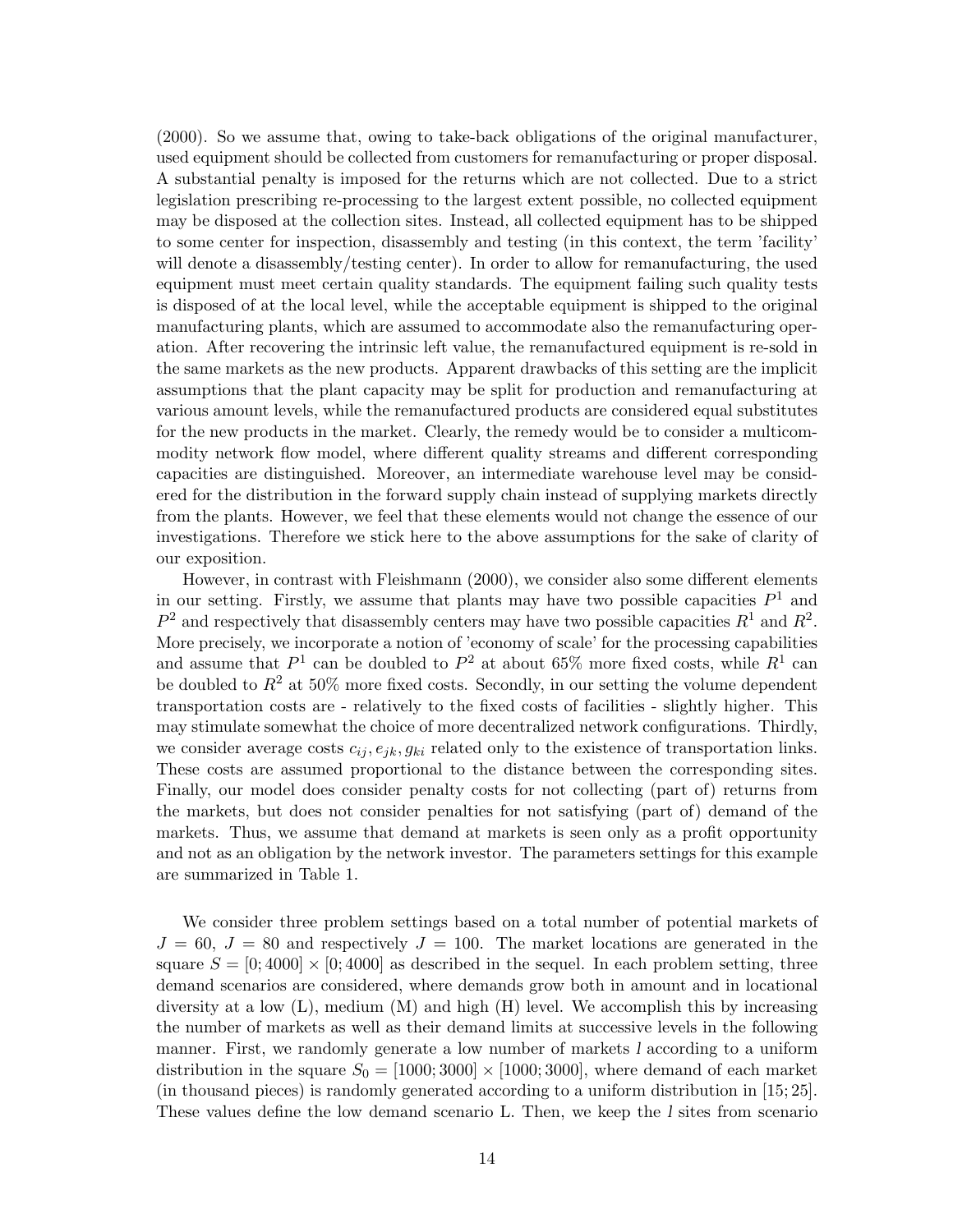(2000). So we assume that, owing to take-back obligations of the original manufacturer, used equipment should be collected from customers for remanufacturing or proper disposal. A substantial penalty is imposed for the returns which are not collected. Due to a strict legislation prescribing re-processing to the largest extent possible, no collected equipment may be disposed at the collection sites. Instead, all collected equipment has to be shipped to some center for inspection, disassembly and testing (in this context, the term 'facility' will denote a disassembly/testing center). In order to allow for remanufacturing, the used equipment must meet certain quality standards. The equipment failing such quality tests is disposed of at the local level, while the acceptable equipment is shipped to the original manufacturing plants, which are assumed to accommodate also the remanufacturing operation. After recovering the intrinsic left value, the remanufactured equipment is re-sold in the same markets as the new products. Apparent drawbacks of this setting are the implicit assumptions that the plant capacity may be split for production and remanufacturing at various amount levels, while the remanufactured products are considered equal substitutes for the new products in the market. Clearly, the remedy would be to consider a multicommodity network flow model, where different quality streams and different corresponding capacities are distinguished. Moreover, an intermediate warehouse level may be considered for the distribution in the forward supply chain instead of supplying markets directly from the plants. However, we feel that these elements would not change the essence of our investigations. Therefore we stick here to the above assumptions for the sake of clarity of our exposition.

However, in contrast with Fleishmann (2000), we consider also some different elements in our setting. Firstly, we assume that plants may have two possible capacities $P^1$ and $P^2$ and respectively that disassembly centers may have two possible capacities $R^1$ and $R^2$. More precisely, we incorporate a notion of 'economy of scale' for the processing capabilities and assume that $P^1$ can be doubled to $P^2$ at about 65% more fixed costs, while $R^1$ can be doubled to $R^2$ at 50% more fixed costs. Secondly, in our setting the volume dependent transportation costs are - relatively to the fixed costs of facilities - slightly higher. This may stimulate somewhat the choice of more decentralized network configurations. Thirdly, we consider average costs $c_{ij}, e_{jk}, g_{ki}$ related only to the existence of transportation links. These costs are assumed proportional to the distance between the corresponding sites. Finally, our model does consider penalty costs for not collecting (part of) returns from the markets, but does not consider penalties for not satisfying (part of) demand of the markets. Thus, we assume that demand at markets is seen only as a profit opportunity and not as an obligation by the network investor. The parameters settings for this example are summarized in Table 1.

We consider three problem settings based on a total number of potential markets of $J = 60$, $J = 80$ and respectively $J = 100$. The market locations are generated in the square $S = [0; 4000] \times [0; 4000]$ as described in the sequel. In each problem setting, three demand scenarios are considered, where demands grow both in amount and in locational diversity at a low (L), medium (M) and high (H) level. We accomplish this by increasing the number of markets as well as their demand limits at successive levels in the following manner. First, we randomly generate a low number of markets $l$ according to a uniform distribution in the square $S_0 = [1000; 3000] \times [1000; 3000]$, where demand of each market (in thousand pieces) is randomly generated according to a uniform distribution in $[15; 25]$. These values define the low demand scenario L. Then, we keep the $l$ sites from scenario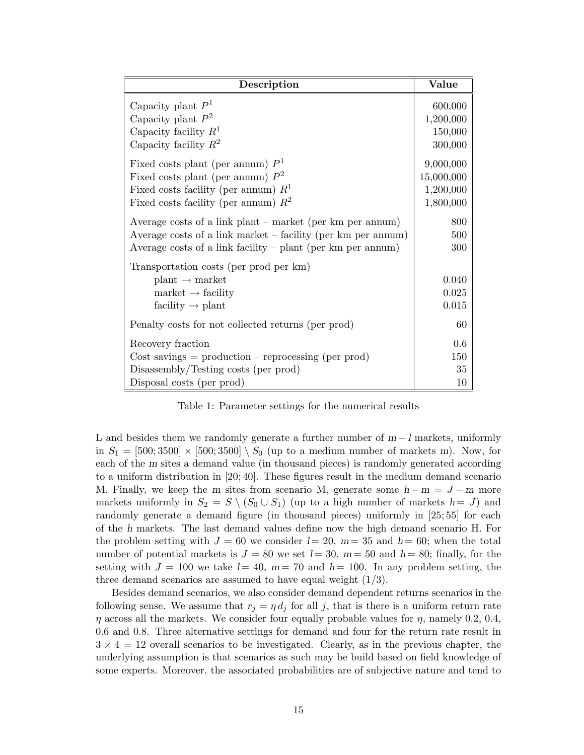| Description | Value |
|---|---|
| Capacity plant $P^1$ | 600,000 |
| Capacity plant $P^2$ | 1,200,000 |
| Capacity facility $R^1$ | 150,000 |
| Capacity facility $R^2$ | 300,000 |
| Fixed costs plant (per annum) $P^1$ | 9,000,000 |
| Fixed costs plant (per annum) $P^2$ | 15,000,000 |
| Fixed costs facility (per annum) $R^1$ | 1,200,000 |
| Fixed costs facility (per annum) $R^2$ | 1,800,000 |
| Average costs of a link plant – market (per km per annum) | 800 |
| Average costs of a link market – facility (per km per annum) | 500 |
| Average costs of a link facility – plant (per km per annum) | 300 |
| Transportation costs (per prod per km) | |
| plant → market | 0.040 |
| market → facility | 0.025 |
| facility → plant | 0.015 |
| Penalty costs for not collected returns (per prod) | 60 |
| Recovery fraction | 0.6 |
| Cost savings = production – reprocessing (per prod) | 150 |
| Disassembly/Testing costs (per prod) | 35 |
| Disposal costs (per prod) | 10 |

Table 1: Parameter settings for the numerical results

L and besides them we randomly generate a further number of $m - l$ markets, uniformly in $S_1 = [500; 3500] \times [500; 3500] \setminus S_0$ (up to a medium number of markets $m$). Now, for each of the $m$ sites a demand value (in thousand pieces) is randomly generated according to a uniform distribution in $[20; 40]$. These figures result in the medium demand scenario M. Finally, we keep the $m$ sites from scenario M, generate some $h - m = J - m$ more markets uniformly in $S_2 = S \setminus (S_0 \cup S_1)$ (up to a high number of markets $h = J$) and randomly generate a demand figure (in thousand pieces) uniformly in $[25; 55]$ for each of the $h$ markets. The last demand values define now the high demand scenario H. For the problem setting with $J = 60$ we consider $l = 20$, $m = 35$ and $h = 60$; when the total number of potential markets is $J = 80$ we set $l = 30$, $m = 50$ and $h = 80$; finally, for the setting with $J = 100$ we take $l = 40$, $m = 70$ and $h = 100$. In any problem setting, the three demand scenarios are assumed to have equal weight (1/3).

Besides demand scenarios, we also consider demand dependent returns scenarios in the following sense. We assume that $r_j = \eta\, d_j$ for all $j$, that is there is a uniform return rate $\eta$ across all the markets. We consider four equally probable values for $\eta$, namely 0.2, 0.4, 0.6 and 0.8. Three alternative settings for demand and four for the return rate result in $3 \times 4 = 12$ overall scenarios to be investigated. Clearly, as in the previous chapter, the underlying assumption is that scenarios as such may be build based on field knowledge of some experts. Moreover, the associated probabilities are of subjective nature and tend to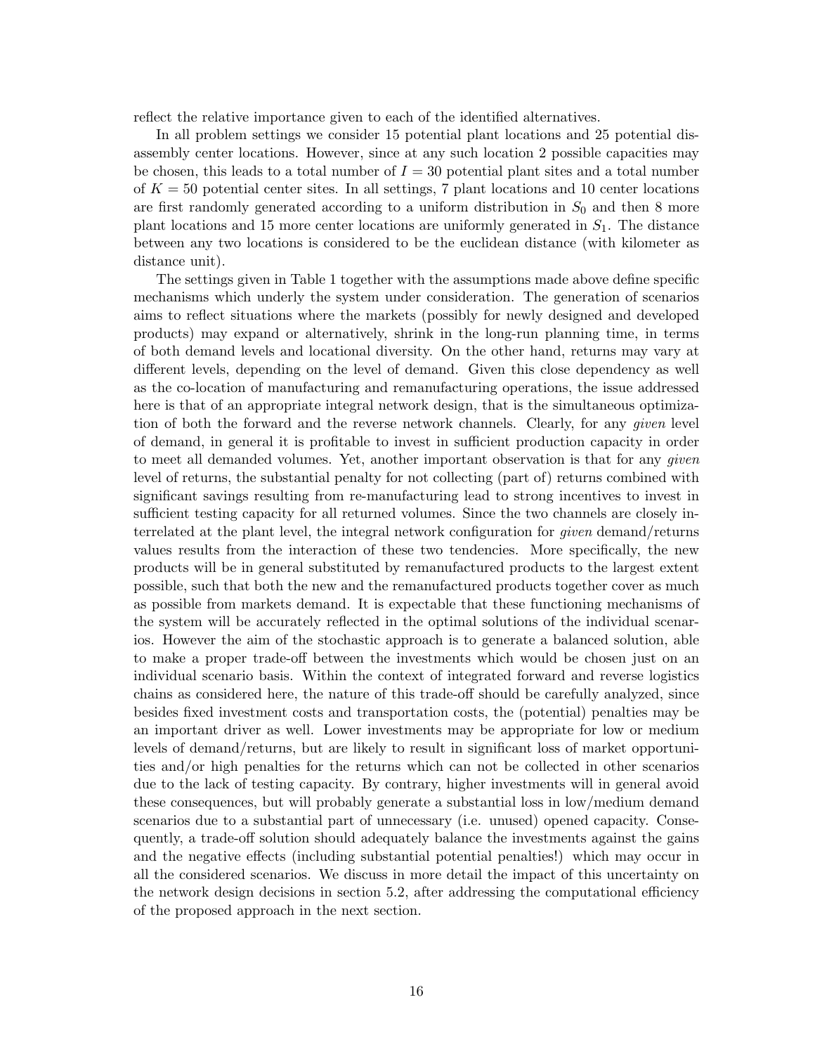reflect the relative importance given to each of the identified alternatives.

In all problem settings we consider 15 potential plant locations and 25 potential disassembly center locations. However, since at any such location 2 possible capacities may be chosen, this leads to a total number of $I = 30$ potential plant sites and a total number of $K = 50$ potential center sites. In all settings, 7 plant locations and 10 center locations are first randomly generated according to a uniform distribution in $S_0$ and then 8 more plant locations and 15 more center locations are uniformly generated in $S_1$. The distance between any two locations is considered to be the euclidean distance (with kilometer as distance unit).

The settings given in Table 1 together with the assumptions made above define specific mechanisms which underly the system under consideration. The generation of scenarios aims to reflect situations where the markets (possibly for newly designed and developed products) may expand or alternatively, shrink in the long-run planning time, in terms of both demand levels and locational diversity. On the other hand, returns may vary at different levels, depending on the level of demand. Given this close dependency as well as the co-location of manufacturing and remanufacturing operations, the issue addressed here is that of an appropriate integral network design, that is the simultaneous optimization of both the forward and the reverse network channels. Clearly, for any *given* level of demand, in general it is profitable to invest in sufficient production capacity in order to meet all demanded volumes. Yet, another important observation is that for any *given* level of returns, the substantial penalty for not collecting (part of) returns combined with significant savings resulting from re-manufacturing lead to strong incentives to invest in sufficient testing capacity for all returned volumes. Since the two channels are closely interrelated at the plant level, the integral network configuration for *given* demand/returns values results from the interaction of these two tendencies. More specifically, the new products will be in general substituted by remanufactured products to the largest extent possible, such that both the new and the remanufactured products together cover as much as possible from markets demand. It is expectable that these functioning mechanisms of the system will be accurately reflected in the optimal solutions of the individual scenarios. However the aim of the stochastic approach is to generate a balanced solution, able to make a proper trade-off between the investments which would be chosen just on an individual scenario basis. Within the context of integrated forward and reverse logistics chains as considered here, the nature of this trade-off should be carefully analyzed, since besides fixed investment costs and transportation costs, the (potential) penalties may be an important driver as well. Lower investments may be appropriate for low or medium levels of demand/returns, but are likely to result in significant loss of market opportunities and/or high penalties for the returns which can not be collected in other scenarios due to the lack of testing capacity. By contrary, higher investments will in general avoid these consequences, but will probably generate a substantial loss in low/medium demand scenarios due to a substantial part of unnecessary (i.e. unused) opened capacity. Consequently, a trade-off solution should adequately balance the investments against the gains and the negative effects (including substantial potential penalties!) which may occur in all the considered scenarios. We discuss in more detail the impact of this uncertainty on the network design decisions in section 5.2, after addressing the computational efficiency of the proposed approach in the next section.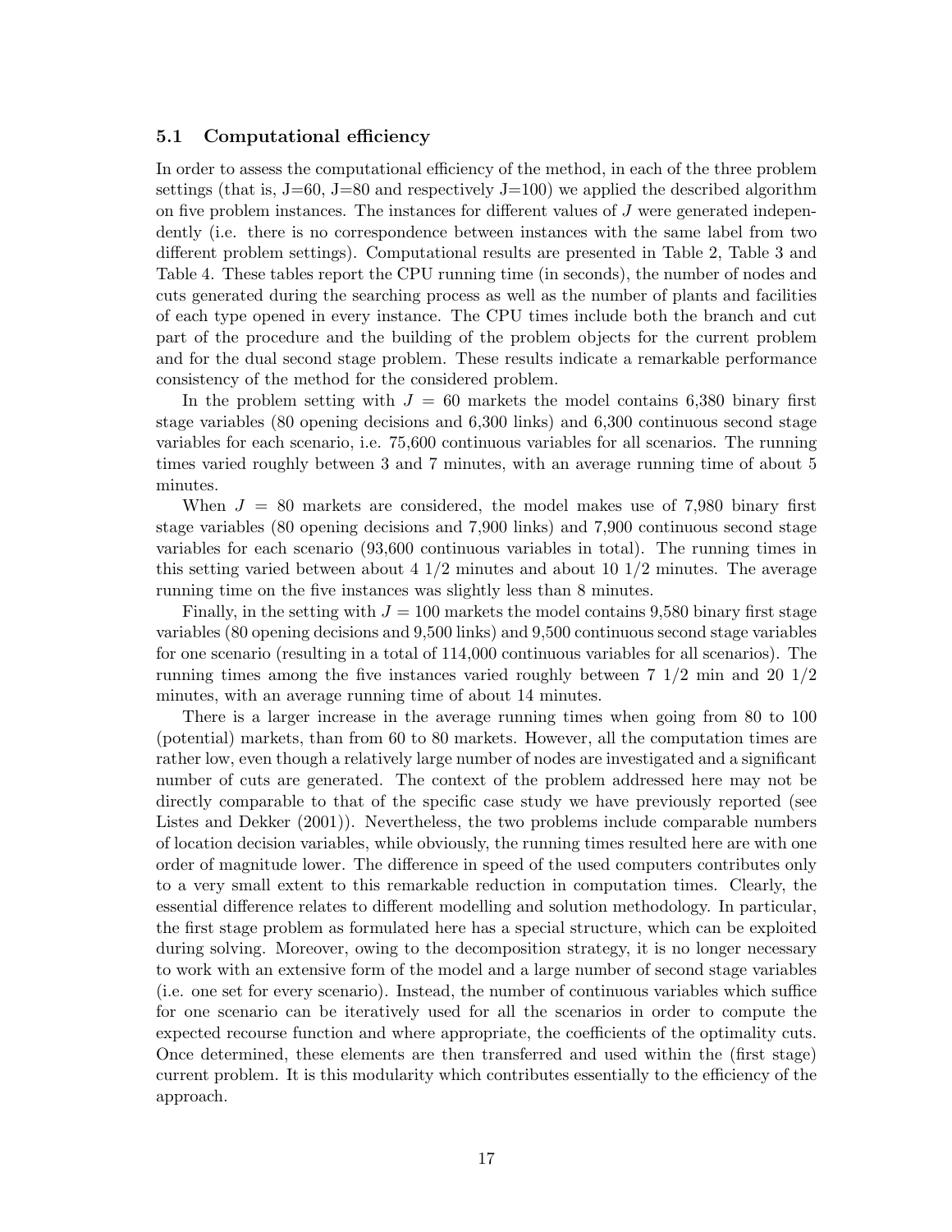### 5.1 Computational efficiency

In order to assess the computational efficiency of the method, in each of the three problem settings (that is, J=60, J=80 and respectively J=100) we applied the described algorithm on five problem instances. The instances for different values of $J$ were generated independently (i.e. there is no correspondence between instances with the same label from two different problem settings). Computational results are presented in Table 2, Table 3 and Table 4. These tables report the CPU running time (in seconds), the number of nodes and cuts generated during the searching process as well as the number of plants and facilities of each type opened in every instance. The CPU times include both the branch and cut part of the procedure and the building of the problem objects for the current problem and for the dual second stage problem. These results indicate a remarkable performance consistency of the method for the considered problem.

In the problem setting with $J = 60$ markets the model contains 6,380 binary first stage variables (80 opening decisions and 6,300 links) and 6,300 continuous second stage variables for each scenario, i.e. 75,600 continuous variables for all scenarios. The running times varied roughly between 3 and 7 minutes, with an average running time of about 5 minutes.

When $J = 80$ markets are considered, the model makes use of 7,980 binary first stage variables (80 opening decisions and 7,900 links) and 7,900 continuous second stage variables for each scenario (93,600 continuous variables in total). The running times in this setting varied between about 4 1/2 minutes and about 10 1/2 minutes. The average running time on the five instances was slightly less than 8 minutes.

Finally, in the setting with $J = 100$ markets the model contains 9,580 binary first stage variables (80 opening decisions and 9,500 links) and 9,500 continuous second stage variables for one scenario (resulting in a total of 114,000 continuous variables for all scenarios). The running times among the five instances varied roughly between 7 1/2 min and 20 1/2 minutes, with an average running time of about 14 minutes.

There is a larger increase in the average running times when going from 80 to 100 (potential) markets, than from 60 to 80 markets. However, all the computation times are rather low, even though a relatively large number of nodes are investigated and a significant number of cuts are generated. The context of the problem addressed here may not be directly comparable to that of the specific case study we have previously reported (see Listes and Dekker (2001)). Nevertheless, the two problems include comparable numbers of location decision variables, while obviously, the running times resulted here are with one order of magnitude lower. The difference in speed of the used computers contributes only to a very small extent to this remarkable reduction in computation times. Clearly, the essential difference relates to different modelling and solution methodology. In particular, the first stage problem as formulated here has a special structure, which can be exploited during solving. Moreover, owing to the decomposition strategy, it is no longer necessary to work with an extensive form of the model and a large number of second stage variables (i.e. one set for every scenario). Instead, the number of continuous variables which suffice for one scenario can be iteratively used for all the scenarios in order to compute the expected recourse function and where appropriate, the coefficients of the optimality cuts. Once determined, these elements are then transferred and used within the (first stage) current problem. It is this modularity which contributes essentially to the efficiency of the approach.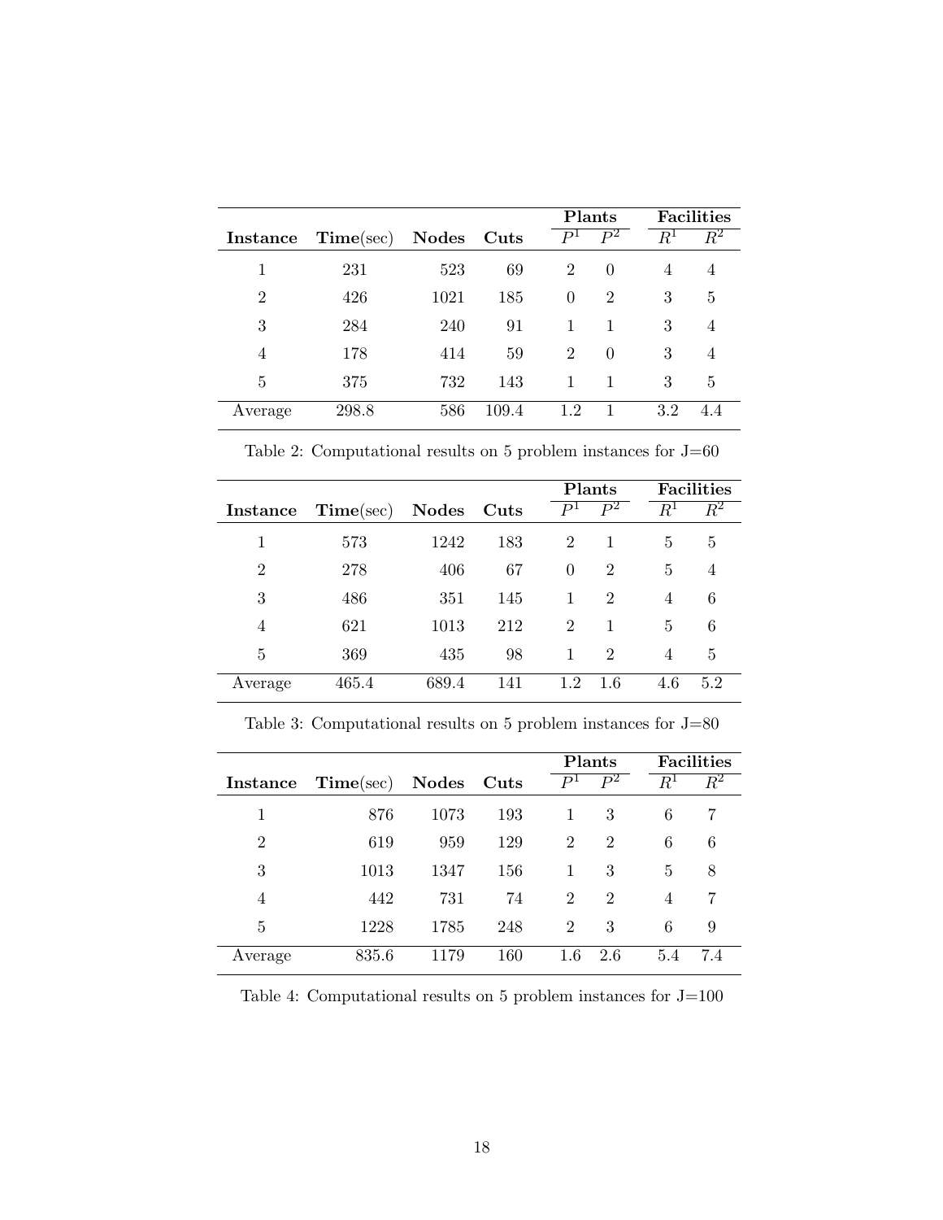| Instance | Time(sec) | Nodes | Cuts | Plants | | Facilities | |
|---|---|---|---|---|---|---|---|
| | | | | $P^1$ | $P^2$ | $R^1$ | $R^2$ |
| 1 | 231 | 523 | 69 | 2 | 0 | 4 | 4 |
| 2 | 426 | 1021 | 185 | 0 | 2 | 3 | 5 |
| 3 | 284 | 240 | 91 | 1 | 1 | 3 | 4 |
| 4 | 178 | 414 | 59 | 2 | 0 | 3 | 4 |
| 5 | 375 | 732 | 143 | 1 | 1 | 3 | 5 |
| Average | 298.8 | 586 | 109.4 | 1.2 | 1 | 3.2 | 4.4 |

Table 2: Computational results on 5 problem instances for J=60

| Instance | Time(sec) | Nodes | Cuts | Plants | | Facilities | |
|---|---|---|---|---|---|---|---|
| | | | | $P^1$ | $P^2$ | $R^1$ | $R^2$ |
| 1 | 573 | 1242 | 183 | 2 | 1 | 5 | 5 |
| 2 | 278 | 406 | 67 | 0 | 2 | 5 | 4 |
| 3 | 486 | 351 | 145 | 1 | 2 | 4 | 6 |
| 4 | 621 | 1013 | 212 | 2 | 1 | 5 | 6 |
| 5 | 369 | 435 | 98 | 1 | 2 | 4 | 5 |
| Average | 465.4 | 689.4 | 141 | 1.2 | 1.6 | 4.6 | 5.2 |

Table 3: Computational results on 5 problem instances for J=80

| Instance | Time(sec) | Nodes | Cuts | Plants | | Facilities | |
|---|---|---|---|---|---|---|---|
| | | | | $P^1$ | $P^2$ | $R^1$ | $R^2$ |
| 1 | 876 | 1073 | 193 | 1 | 3 | 6 | 7 |
| 2 | 619 | 959 | 129 | 2 | 2 | 6 | 6 |
| 3 | 1013 | 1347 | 156 | 1 | 3 | 5 | 8 |
| 4 | 442 | 731 | 74 | 2 | 2 | 4 | 7 |
| 5 | 1228 | 1785 | 248 | 2 | 3 | 6 | 9 |
| Average | 835.6 | 1179 | 160 | 1.6 | 2.6 | 5.4 | 7.4 |

Table 4: Computational results on 5 problem instances for J=100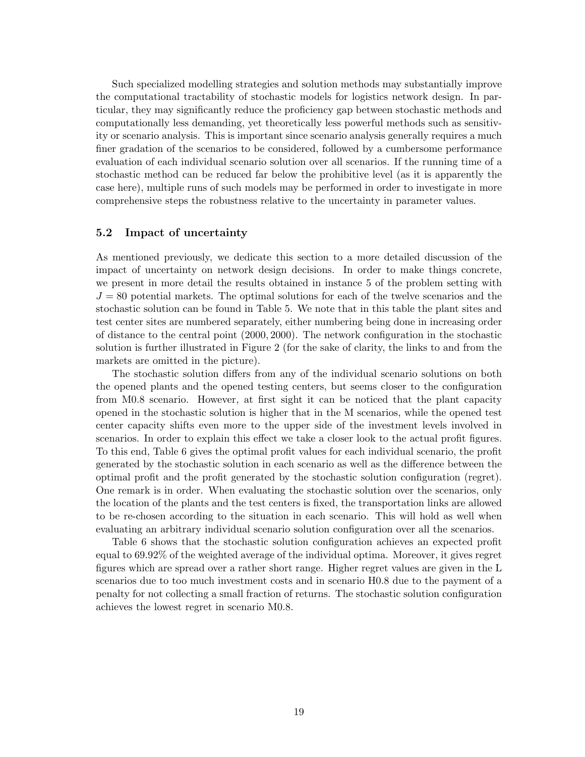Such specialized modelling strategies and solution methods may substantially improve the computational tractability of stochastic models for logistics network design. In particular, they may significantly reduce the proficiency gap between stochastic methods and computationally less demanding, yet theoretically less powerful methods such as sensitivity or scenario analysis. This is important since scenario analysis generally requires a much finer gradation of the scenarios to be considered, followed by a cumbersome performance evaluation of each individual scenario solution over all scenarios. If the running time of a stochastic method can be reduced far below the prohibitive level (as it is apparently the case here), multiple runs of such models may be performed in order to investigate in more comprehensive steps the robustness relative to the uncertainty in parameter values.

### 5.2 Impact of uncertainty

As mentioned previously, we dedicate this section to a more detailed discussion of the impact of uncertainty on network design decisions. In order to make things concrete, we present in more detail the results obtained in instance 5 of the problem setting with $J = 80$ potential markets. The optimal solutions for each of the twelve scenarios and the stochastic solution can be found in Table 5. We note that in this table the plant sites and test center sites are numbered separately, either numbering being done in increasing order of distance to the central point $(2000, 2000)$. The network configuration in the stochastic solution is further illustrated in Figure 2 (for the sake of clarity, the links to and from the markets are omitted in the picture).

The stochastic solution differs from any of the individual scenario solutions on both the opened plants and the opened testing centers, but seems closer to the configuration from M0.8 scenario. However, at first sight it can be noticed that the plant capacity opened in the stochastic solution is higher that in the M scenarios, while the opened test center capacity shifts even more to the upper side of the investment levels involved in scenarios. In order to explain this effect we take a closer look to the actual profit figures. To this end, Table 6 gives the optimal profit values for each individual scenario, the profit generated by the stochastic solution in each scenario as well as the difference between the optimal profit and the profit generated by the stochastic solution configuration (regret). One remark is in order. When evaluating the stochastic solution over the scenarios, only the location of the plants and the test centers is fixed, the transportation links are allowed to be re-chosen according to the situation in each scenario. This will hold as well when evaluating an arbitrary individual scenario solution configuration over all the scenarios.

Table 6 shows that the stochastic solution configuration achieves an expected profit equal to 69.92% of the weighted average of the individual optima. Moreover, it gives regret figures which are spread over a rather short range. Higher regret values are given in the L scenarios due to too much investment costs and in scenario H0.8 due to the payment of a penalty for not collecting a small fraction of returns. The stochastic solution configuration achieves the lowest regret in scenario M0.8.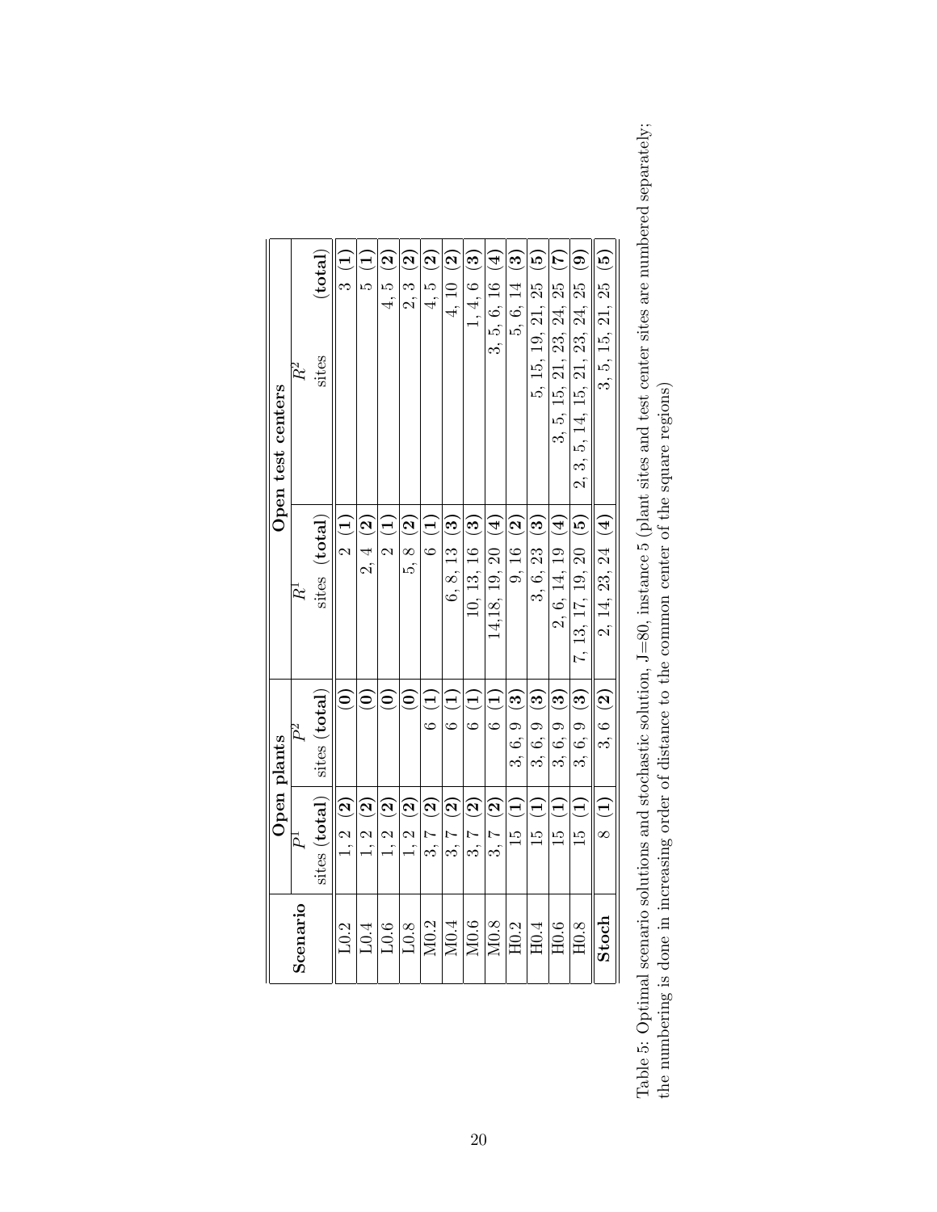| Scenario | Open plants | | Open test centers | |
|---|---|---|---|---|
| | $P^1$ sites (**total**) | $P^2$ sites (**total**) | $R^1$ sites (**total**) | $R^2$ sites (**total**) |
| L0.2 | 1, 2 (**2**) | (**0**) | 2 (**1**) | 3 (**1**) |
| L0.4 | 1, 2 (**2**) | (**0**) | 2, 4 (**2**) | 5 (**1**) |
| L0.6 | 1, 2 (**2**) | (**0**) | 2 (**1**) | 4, 5 (**2**) |
| L0.8 | 1, 2 (**2**) | (**0**) | 5, 8 (**2**) | 2, 3 (**2**) |
| M0.2 | 3, 7 (**2**) | 6 (**1**) | 6 (**1**) | 4, 5 (**2**) |
| M0.4 | 3, 7 (**2**) | 6 (**1**) | 6, 8, 13 (**3**) | 4, 10 (**2**) |
| M0.6 | 3, 7 (**2**) | 6 (**1**) | 10, 13, 16 (**3**) | 1, 4, 6 (**3**) |
| M0.8 | 3, 7 (**2**) | 6 (**1**) | 14,18, 19, 20 (**4**) | 3, 5, 6, 16 (**4**) |
| H0.2 | 15 (**1**) | 3, 6, 9 (**3**) | 9, 16 (**2**) | 5, 6, 14 (**3**) |
| H0.4 | 15 (**1**) | 3, 6, 9 (**3**) | 3, 6, 23 (**3**) | 5, 15, 19, 21, 25 (**5**) |
| H0.6 | 15 (**1**) | 3, 6, 9 (**3**) | 2, 6, 14, 19 (**4**) | 3, 5, 15, 21, 23, 24, 25 (**7**) |
| H0.8 | 15 (**1**) | 3, 6, 9 (**3**) | 7, 13, 17, 19, 20 (**5**) | 2, 3, 5, 14, 15, 21, 23, 24, 25 (**9**) |
| **Stoch** | 8 (**1**) | 3, 6 (**2**) | 2, 14, 23, 24 (**4**) | 3, 5, 15, 21, 25 (**5**) |

Table 5: Optimal scenario solutions and stochastic solution, J=80, instance 5 (plant sites and test center sites are numbered separately; the numbering is done in increasing order of distance to the common center of the square regions)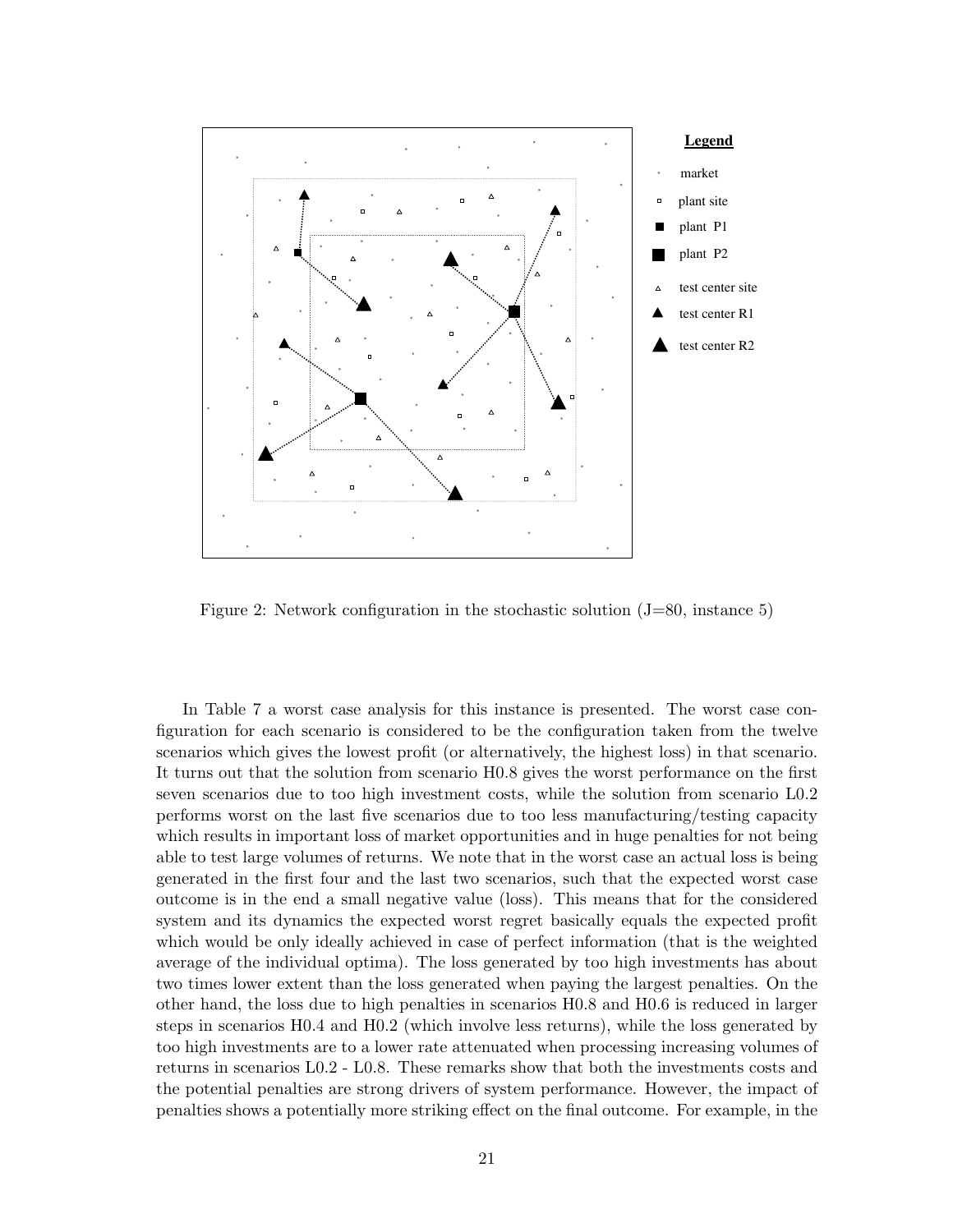Figure 2: Network configuration in the stochastic solution (J=80, instance 5)

In Table 7 a worst case analysis for this instance is presented. The worst case configuration for each scenario is considered to be the configuration taken from the twelve scenarios which gives the lowest profit (or alternatively, the highest loss) in that scenario. It turns out that the solution from scenario H0.8 gives the worst performance on the first seven scenarios due to too high investment costs, while the solution from scenario L0.2 performs worst on the last five scenarios due to too less manufacturing/testing capacity which results in important loss of market opportunities and in huge penalties for not being able to test large volumes of returns. We note that in the worst case an actual loss is being generated in the first four and the last two scenarios, such that the expected worst case outcome is in the end a small negative value (loss). This means that for the considered system and its dynamics the expected worst regret basically equals the expected profit which would be only ideally achieved in case of perfect information (that is the weighted average of the individual optima). The loss generated by too high investments has about two times lower extent than the loss generated when paying the largest penalties. On the other hand, the loss due to high penalties in scenarios H0.8 and H0.6 is reduced in larger steps in scenarios H0.4 and H0.2 (which involve less returns), while the loss generated by too high investments are to a lower rate attenuated when processing increasing volumes of returns in scenarios L0.2 - L0.8. These remarks show that both the investments costs and the potential penalties are strong drivers of system performance. However, the impact of penalties shows a potentially more striking effect on the final outcome. For example, in the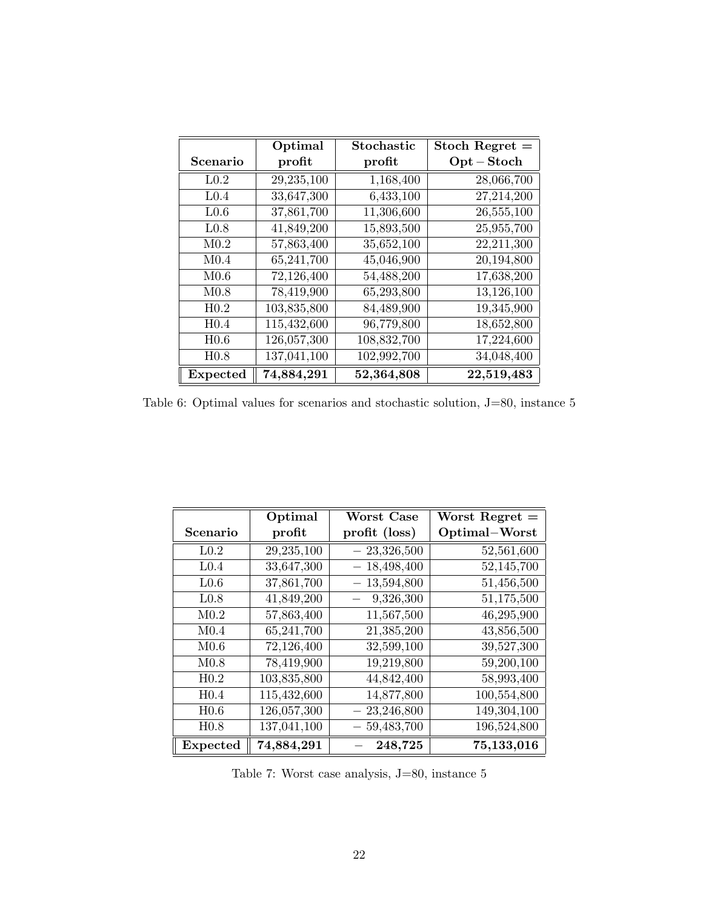| Scenario | Optimal profit | Stochastic profit | Stoch Regret = Opt − Stoch |
|---|---|---|---|
| L0.2 | 29,235,100 | 1,168,400 | 28,066,700 |
| L0.4 | 33,647,300 | 6,433,100 | 27,214,200 |
| L0.6 | 37,861,700 | 11,306,600 | 26,555,100 |
| L0.8 | 41,849,200 | 15,893,500 | 25,955,700 |
| M0.2 | 57,863,400 | 35,652,100 | 22,211,300 |
| M0.4 | 65,241,700 | 45,046,900 | 20,194,800 |
| M0.6 | 72,126,400 | 54,488,200 | 17,638,200 |
| M0.8 | 78,419,900 | 65,293,800 | 13,126,100 |
| H0.2 | 103,835,800 | 84,489,900 | 19,345,900 |
| H0.4 | 115,432,600 | 96,779,800 | 18,652,800 |
| H0.6 | 126,057,300 | 108,832,700 | 17,224,600 |
| H0.8 | 137,041,100 | 102,992,700 | 34,048,400 |
| **Expected** | **74,884,291** | **52,364,808** | **22,519,483** |

Table 6: Optimal values for scenarios and stochastic solution, J=80, instance 5

| Scenario | Optimal profit | Worst Case profit (loss) | Worst Regret = Optimal−Worst |
|---|---|---|---|
| L0.2 | 29,235,100 | − 23,326,500 | 52,561,600 |
| L0.4 | 33,647,300 | − 18,498,400 | 52,145,700 |
| L0.6 | 37,861,700 | − 13,594,800 | 51,456,500 |
| L0.8 | 41,849,200 | − 9,326,300 | 51,175,500 |
| M0.2 | 57,863,400 | 11,567,500 | 46,295,900 |
| M0.4 | 65,241,700 | 21,385,200 | 43,856,500 |
| M0.6 | 72,126,400 | 32,599,100 | 39,527,300 |
| M0.8 | 78,419,900 | 19,219,800 | 59,200,100 |
| H0.2 | 103,835,800 | 44,842,400 | 58,993,400 |
| H0.4 | 115,432,600 | 14,877,800 | 100,554,800 |
| H0.6 | 126,057,300 | − 23,246,800 | 149,304,100 |
| H0.8 | 137,041,100 | − 59,483,700 | 196,524,800 |
| **Expected** | **74,884,291** | **− 248,725** | **75,133,016** |

Table 7: Worst case analysis, J=80, instance 5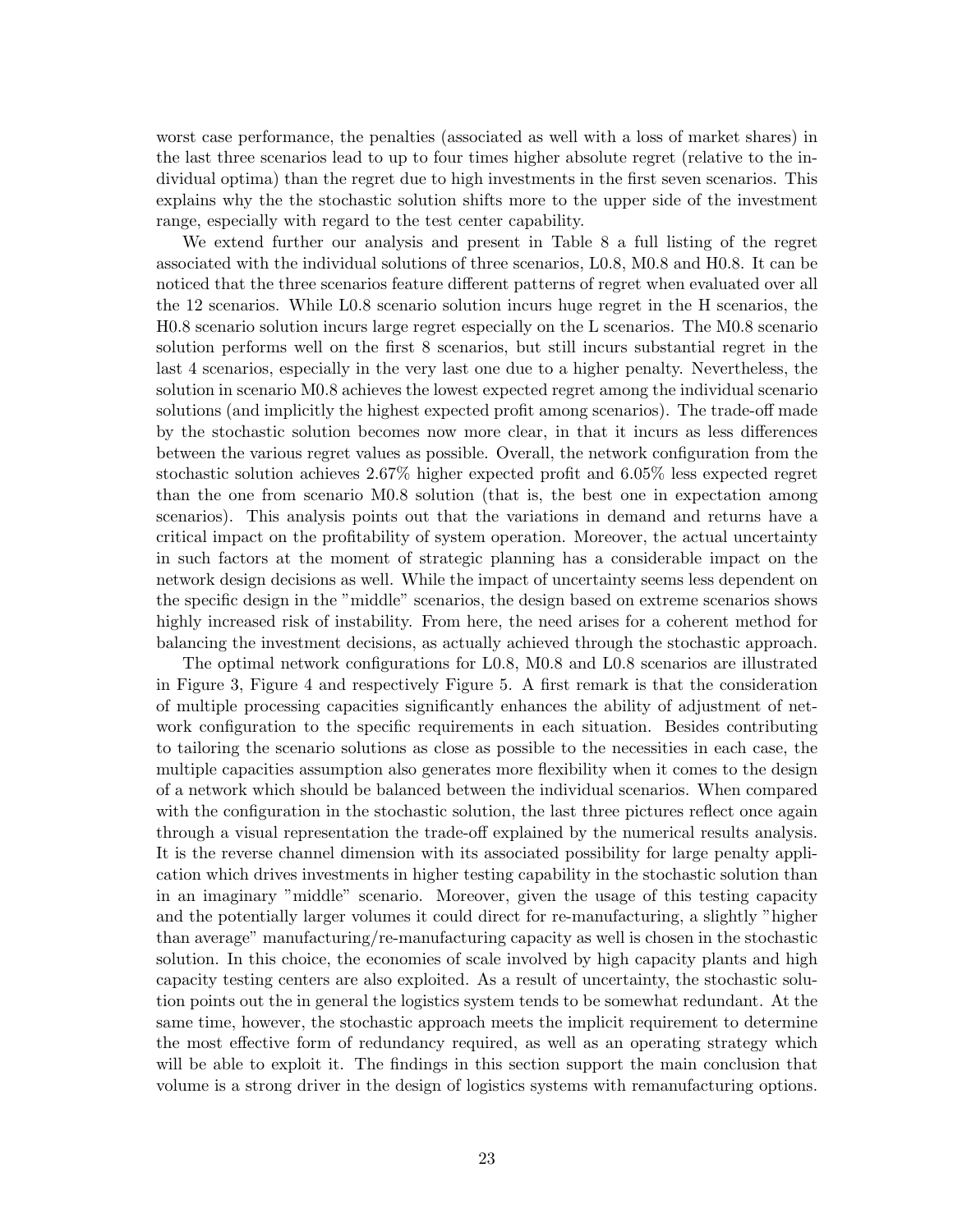worst case performance, the penalties (associated as well with a loss of market shares) in the last three scenarios lead to up to four times higher absolute regret (relative to the individual optima) than the regret due to high investments in the first seven scenarios. This explains why the the stochastic solution shifts more to the upper side of the investment range, especially with regard to the test center capability.

We extend further our analysis and present in Table 8 a full listing of the regret associated with the individual solutions of three scenarios, L0.8, M0.8 and H0.8. It can be noticed that the three scenarios feature different patterns of regret when evaluated over all the 12 scenarios. While L0.8 scenario solution incurs huge regret in the H scenarios, the H0.8 scenario solution incurs large regret especially on the L scenarios. The M0.8 scenario solution performs well on the first 8 scenarios, but still incurs substantial regret in the last 4 scenarios, especially in the very last one due to a higher penalty. Nevertheless, the solution in scenario M0.8 achieves the lowest expected regret among the individual scenario solutions (and implicitly the highest expected profit among scenarios). The trade-off made by the stochastic solution becomes now more clear, in that it incurs as less differences between the various regret values as possible. Overall, the network configuration from the stochastic solution achieves 2.67% higher expected profit and 6.05% less expected regret than the one from scenario M0.8 solution (that is, the best one in expectation among scenarios). This analysis points out that the variations in demand and returns have a critical impact on the profitability of system operation. Moreover, the actual uncertainty in such factors at the moment of strategic planning has a considerable impact on the network design decisions as well. While the impact of uncertainty seems less dependent on the specific design in the "middle" scenarios, the design based on extreme scenarios shows highly increased risk of instability. From here, the need arises for a coherent method for balancing the investment decisions, as actually achieved through the stochastic approach.

The optimal network configurations for L0.8, M0.8 and L0.8 scenarios are illustrated in Figure 3, Figure 4 and respectively Figure 5. A first remark is that the consideration of multiple processing capacities significantly enhances the ability of adjustment of network configuration to the specific requirements in each situation. Besides contributing to tailoring the scenario solutions as close as possible to the necessities in each case, the multiple capacities assumption also generates more flexibility when it comes to the design of a network which should be balanced between the individual scenarios. When compared with the configuration in the stochastic solution, the last three pictures reflect once again through a visual representation the trade-off explained by the numerical results analysis. It is the reverse channel dimension with its associated possibility for large penalty application which drives investments in higher testing capability in the stochastic solution than in an imaginary "middle" scenario. Moreover, given the usage of this testing capacity and the potentially larger volumes it could direct for re-manufacturing, a slightly "higher than average" manufacturing/re-manufacturing capacity as well is chosen in the stochastic solution. In this choice, the economies of scale involved by high capacity plants and high capacity testing centers are also exploited. As a result of uncertainty, the stochastic solution points out the in general the logistics system tends to be somewhat redundant. At the same time, however, the stochastic approach meets the implicit requirement to determine the most effective form of redundancy required, as well as an operating strategy which will be able to exploit it. The findings in this section support the main conclusion that volume is a strong driver in the design of logistics systems with remanufacturing options.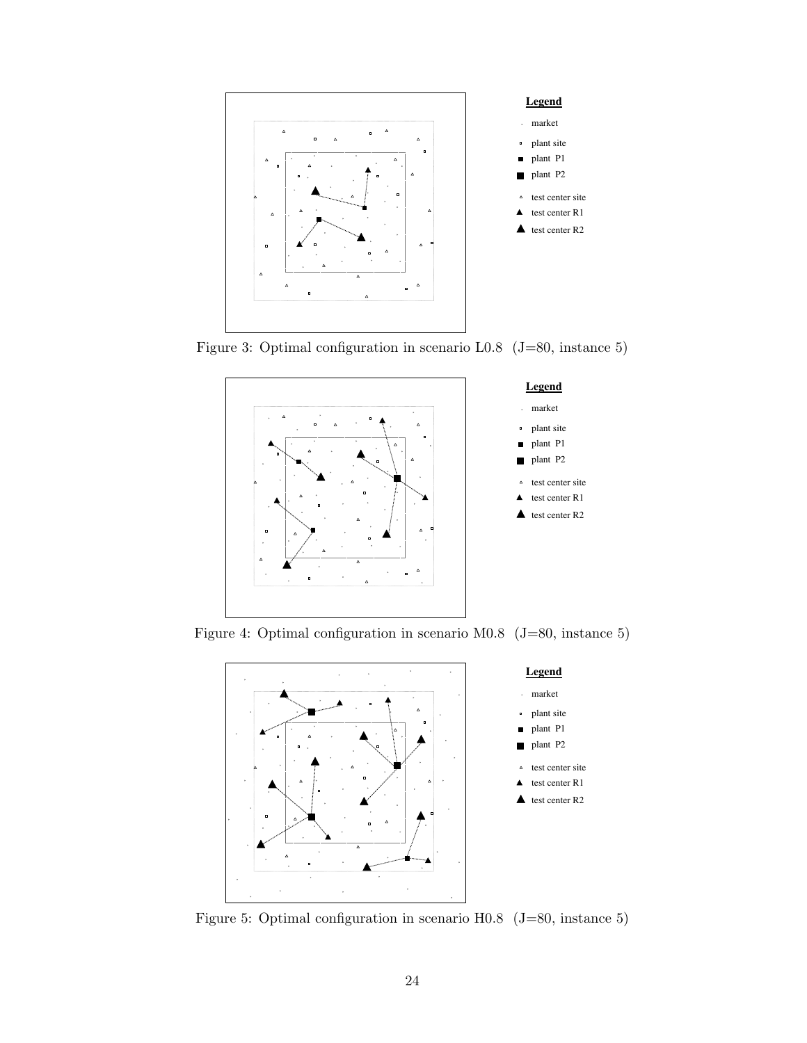Legend

- market
- plant site
- plant P1
- plant P2
- test center site
- test center R1
- test center R2

Figure 3: Optimal configuration in scenario L0.8 (J=80, instance 5)

Legend

- market
- plant site
- plant P1
- plant P2
- test center site
- test center R1
- test center R2

Figure 4: Optimal configuration in scenario M0.8 (J=80, instance 5)

Legend

- market
- plant site
- plant P1
- plant P2
- test center site
- test center R1
- test center R2

Figure 5: Optimal configuration in scenario H0.8 (J=80, instance 5)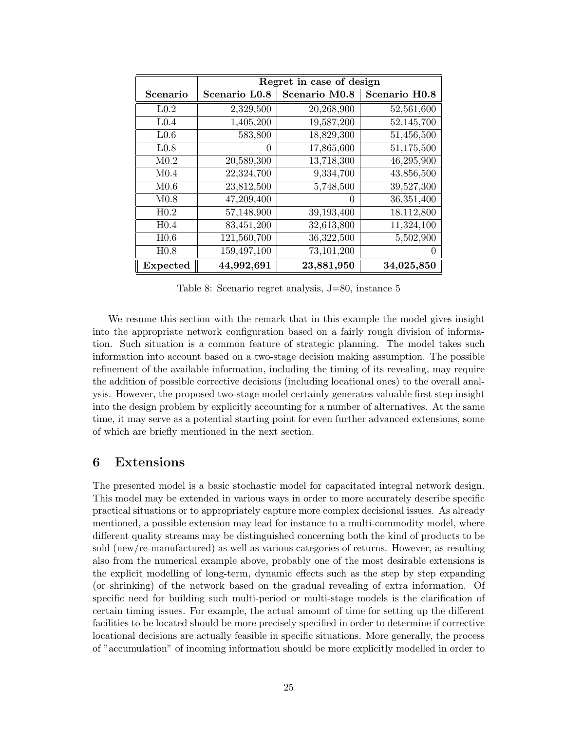| | Regret in case of design | | |
|---|---|---|---|
| **Scenario** | **Scenario L0.8** | **Scenario M0.8** | **Scenario H0.8** |
| L0.2 | 2,329,500 | 20,268,900 | 52,561,600 |
| L0.4 | 1,405,200 | 19,587,200 | 52,145,700 |
| L0.6 | 583,800 | 18,829,300 | 51,456,500 |
| L0.8 | 0 | 17,865,600 | 51,175,500 |
| M0.2 | 20,589,300 | 13,718,300 | 46,295,900 |
| M0.4 | 22,324,700 | 9,334,700 | 43,856,500 |
| M0.6 | 23,812,500 | 5,748,500 | 39,527,300 |
| M0.8 | 47,209,400 | 0 | 36,351,400 |
| H0.2 | 57,148,900 | 39,193,400 | 18,112,800 |
| H0.4 | 83,451,200 | 32,613,800 | 11,324,100 |
| H0.6 | 121,560,700 | 36,322,500 | 5,502,900 |
| H0.8 | 159,497,100 | 73,101,200 | 0 |
| **Expected** | **44,992,691** | **23,881,950** | **34,025,850** |

Table 8: Scenario regret analysis, J=80, instance 5

We resume this section with the remark that in this example the model gives insight into the appropriate network configuration based on a fairly rough division of information. Such situation is a common feature of strategic planning. The model takes such information into account based on a two-stage decision making assumption. The possible refinement of the available information, including the timing of its revealing, may require the addition of possible corrective decisions (including locational ones) to the overall analysis. However, the proposed two-stage model certainly generates valuable first step insight into the design problem by explicitly accounting for a number of alternatives. At the same time, it may serve as a potential starting point for even further advanced extensions, some of which are briefly mentioned in the next section.

## 6 Extensions

The presented model is a basic stochastic model for capacitated integral network design. This model may be extended in various ways in order to more accurately describe specific practical situations or to appropriately capture more complex decisional issues. As already mentioned, a possible extension may lead for instance to a multi-commodity model, where different quality streams may be distinguished concerning both the kind of products to be sold (new/re-manufactured) as well as various categories of returns. However, as resulting also from the numerical example above, probably one of the most desirable extensions is the explicit modelling of long-term, dynamic effects such as the step by step expanding (or shrinking) of the network based on the gradual revealing of extra information. Of specific need for building such multi-period or multi-stage models is the clarification of certain timing issues. For example, the actual amount of time for setting up the different facilities to be located should be more precisely specified in order to determine if corrective locational decisions are actually feasible in specific situations. More generally, the process of "accumulation" of incoming information should be more explicitly modelled in order to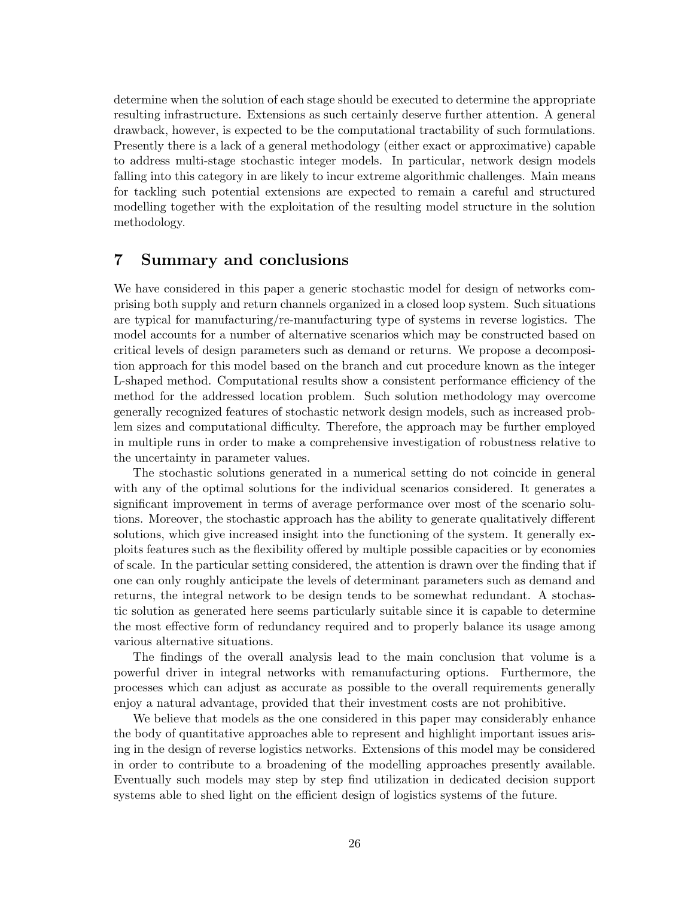determine when the solution of each stage should be executed to determine the appropriate resulting infrastructure. Extensions as such certainly deserve further attention. A general drawback, however, is expected to be the computational tractability of such formulations. Presently there is a lack of a general methodology (either exact or approximative) capable to address multi-stage stochastic integer models. In particular, network design models falling into this category in are likely to incur extreme algorithmic challenges. Main means for tackling such potential extensions are expected to remain a careful and structured modelling together with the exploitation of the resulting model structure in the solution methodology.

## 7 Summary and conclusions

We have considered in this paper a generic stochastic model for design of networks comprising both supply and return channels organized in a closed loop system. Such situations are typical for manufacturing/re-manufacturing type of systems in reverse logistics. The model accounts for a number of alternative scenarios which may be constructed based on critical levels of design parameters such as demand or returns. We propose a decomposition approach for this model based on the branch and cut procedure known as the integer L-shaped method. Computational results show a consistent performance efficiency of the method for the addressed location problem. Such solution methodology may overcome generally recognized features of stochastic network design models, such as increased problem sizes and computational difficulty. Therefore, the approach may be further employed in multiple runs in order to make a comprehensive investigation of robustness relative to the uncertainty in parameter values.

The stochastic solutions generated in a numerical setting do not coincide in general with any of the optimal solutions for the individual scenarios considered. It generates a significant improvement in terms of average performance over most of the scenario solutions. Moreover, the stochastic approach has the ability to generate qualitatively different solutions, which give increased insight into the functioning of the system. It generally exploits features such as the flexibility offered by multiple possible capacities or by economies of scale. In the particular setting considered, the attention is drawn over the finding that if one can only roughly anticipate the levels of determinant parameters such as demand and returns, the integral network to be design tends to be somewhat redundant. A stochastic solution as generated here seems particularly suitable since it is capable to determine the most effective form of redundancy required and to properly balance its usage among various alternative situations.

The findings of the overall analysis lead to the main conclusion that volume is a powerful driver in integral networks with remanufacturing options. Furthermore, the processes which can adjust as accurate as possible to the overall requirements generally enjoy a natural advantage, provided that their investment costs are not prohibitive.

We believe that models as the one considered in this paper may considerably enhance the body of quantitative approaches able to represent and highlight important issues arising in the design of reverse logistics networks. Extensions of this model may be considered in order to contribute to a broadening of the modelling approaches presently available. Eventually such models may step by step find utilization in dedicated decision support systems able to shed light on the efficient design of logistics systems of the future.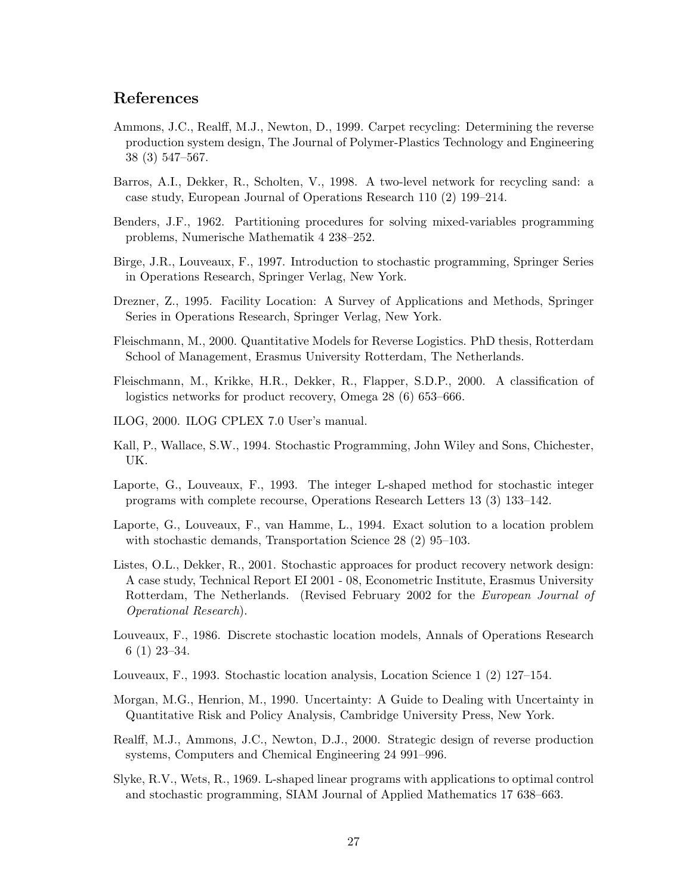## References

Ammons, J.C., Realff, M.J., Newton, D., 1999. Carpet recycling: Determining the reverse production system design, The Journal of Polymer-Plastics Technology and Engineering 38 (3) 547–567.

Barros, A.I., Dekker, R., Scholten, V., 1998. A two-level network for recycling sand: a case study, European Journal of Operations Research 110 (2) 199–214.

Benders, J.F., 1962. Partitioning procedures for solving mixed-variables programming problems, Numerische Mathematik 4 238–252.

Birge, J.R., Louveaux, F., 1997. Introduction to stochastic programming, Springer Series in Operations Research, Springer Verlag, New York.

Drezner, Z., 1995. Facility Location: A Survey of Applications and Methods, Springer Series in Operations Research, Springer Verlag, New York.

Fleischmann, M., 2000. Quantitative Models for Reverse Logistics. PhD thesis, Rotterdam School of Management, Erasmus University Rotterdam, The Netherlands.

Fleischmann, M., Krikke, H.R., Dekker, R., Flapper, S.D.P., 2000. A classification of logistics networks for product recovery, Omega 28 (6) 653–666.

ILOG, 2000. ILOG CPLEX 7.0 User's manual.

Kall, P., Wallace, S.W., 1994. Stochastic Programming, John Wiley and Sons, Chichester, UK.

Laporte, G., Louveaux, F., 1993. The integer L-shaped method for stochastic integer programs with complete recourse, Operations Research Letters 13 (3) 133–142.

Laporte, G., Louveaux, F., van Hamme, L., 1994. Exact solution to a location problem with stochastic demands, Transportation Science 28 (2) 95–103.

Listes, O.L., Dekker, R., 2001. Stochastic approaces for product recovery network design: A case study, Technical Report EI 2001 - 08, Econometric Institute, Erasmus University Rotterdam, The Netherlands. (Revised February 2002 for the *European Journal of Operational Research*).

Louveaux, F., 1986. Discrete stochastic location models, Annals of Operations Research 6 (1) 23–34.

Louveaux, F., 1993. Stochastic location analysis, Location Science 1 (2) 127–154.

Morgan, M.G., Henrion, M., 1990. Uncertainty: A Guide to Dealing with Uncertainty in Quantitative Risk and Policy Analysis, Cambridge University Press, New York.

Realff, M.J., Ammons, J.C., Newton, D.J., 2000. Strategic design of reverse production systems, Computers and Chemical Engineering 24 991–996.

Slyke, R.V., Wets, R., 1969. L-shaped linear programs with applications to optimal control and stochastic programming, SIAM Journal of Applied Mathematics 17 638–663.